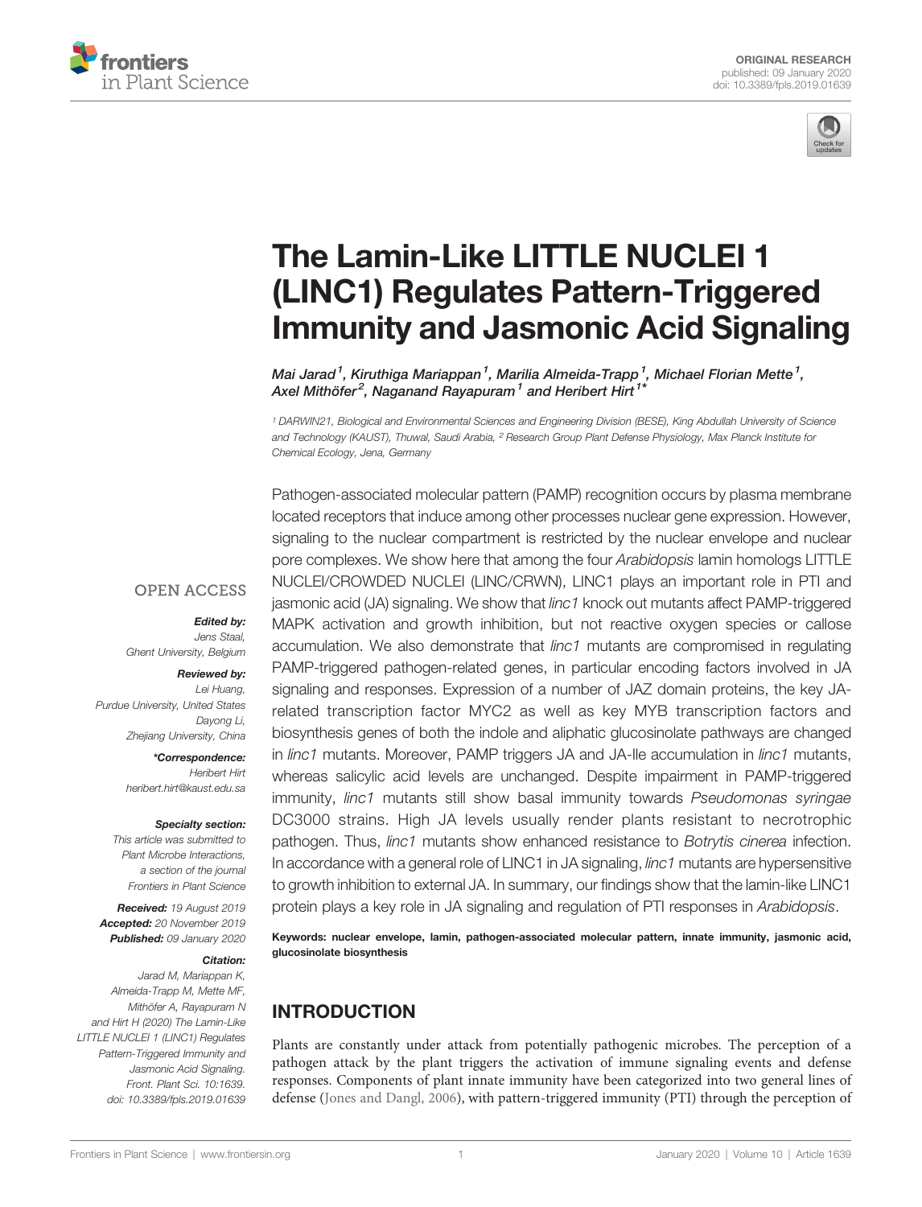ORIGINAL RESEARCH
published: 09 January 2020
doi: 10.3389/fpls.2019.01639

# The Lamin-Like LITTLE NUCLEI 1 (LINC1) Regulates Pattern-Triggered Immunity and Jasmonic Acid Signaling

**Mai Jarad[1], Kiruthiga Mariappan[1], Marilia Almeida-Trapp[1], Michael Florian Mette[1], Axel Mithöfer[2], Naganand Rayapuram[1] and Heribert Hirt[1]***

[1] DARWIN21, Biological and Environmental Sciences and Engineering Division (BESE), King Abdullah University of Science and Technology (KAUST), Thuwal, Saudi Arabia, [2] Research Group Plant Defense Physiology, Max Planck Institute for Chemical Ecology, Jena, Germany

OPEN ACCESS

**Edited by:**
Jens Staal,
Ghent University, Belgium

**Reviewed by:**
Lei Huang,
Purdue University, United States
Dayong Li,
Zhejiang University, China

***Correspondence:**
Heribert Hirt
heribert.hirt@kaust.edu.sa

**Specialty section:**
This article was submitted to Plant Microbe Interactions, a section of the journal Frontiers in Plant Science

**Received:** 19 August 2019
**Accepted:** 20 November 2019
**Published:** 09 January 2020

**Citation:**
Jarad M, Mariappan K, Almeida-Trapp M, Mette MF, Mithöfer A, Rayapuram N and Hirt H (2020) The Lamin-Like LITTLE NUCLEI 1 (LINC1) Regulates Pattern-Triggered Immunity and Jasmonic Acid Signaling. Front. Plant Sci. 10:1639. doi: 10.3389/fpls.2019.01639

Pathogen-associated molecular pattern (PAMP) recognition occurs by plasma membrane located receptors that induce among other processes nuclear gene expression. However, signaling to the nuclear compartment is restricted by the nuclear envelope and nuclear pore complexes. We show here that among the four *Arabidopsis* lamin homologs LITTLE NUCLEI/CROWDED NUCLEI (LINC/CRWN), LINC1 plays an important role in PTI and jasmonic acid (JA) signaling. We show that *linc1* knock out mutants affect PAMP-triggered MAPK activation and growth inhibition, but not reactive oxygen species or callose accumulation. We also demonstrate that *linc1* mutants are compromised in regulating PAMP-triggered pathogen-related genes, in particular encoding factors involved in JA signaling and responses. Expression of a number of JAZ domain proteins, the key JA-related transcription factor MYC2 as well as key MYB transcription factors and biosynthesis genes of both the indole and aliphatic glucosinolate pathways are changed in *linc1* mutants. Moreover, PAMP triggers JA and JA-Ile accumulation in *linc1* mutants, whereas salicylic acid levels are unchanged. Despite impairment in PAMP-triggered immunity, *linc1* mutants still show basal immunity towards *Pseudomonas syringae* DC3000 strains. High JA levels usually render plants resistant to necrotrophic pathogen. Thus, *linc1* mutants show enhanced resistance to *Botrytis cinerea* infection. In accordance with a general role of LINC1 in JA signaling, *linc1* mutants are hypersensitive to growth inhibition to external JA. In summary, our findings show that the lamin-like LINC1 protein plays a key role in JA signaling and regulation of PTI responses in *Arabidopsis*.

**Keywords: nuclear envelope, lamin, pathogen-associated molecular pattern, innate immunity, jasmonic acid, glucosinolate biosynthesis**

## INTRODUCTION

Plants are constantly under attack from potentially pathogenic microbes. The perception of a pathogen attack by the plant triggers the activation of immune signaling events and defense responses. Components of plant innate immunity have been categorized into two general lines of defense (Jones and Dangl, 2006), with pattern-triggered immunity (PTI) through the perception of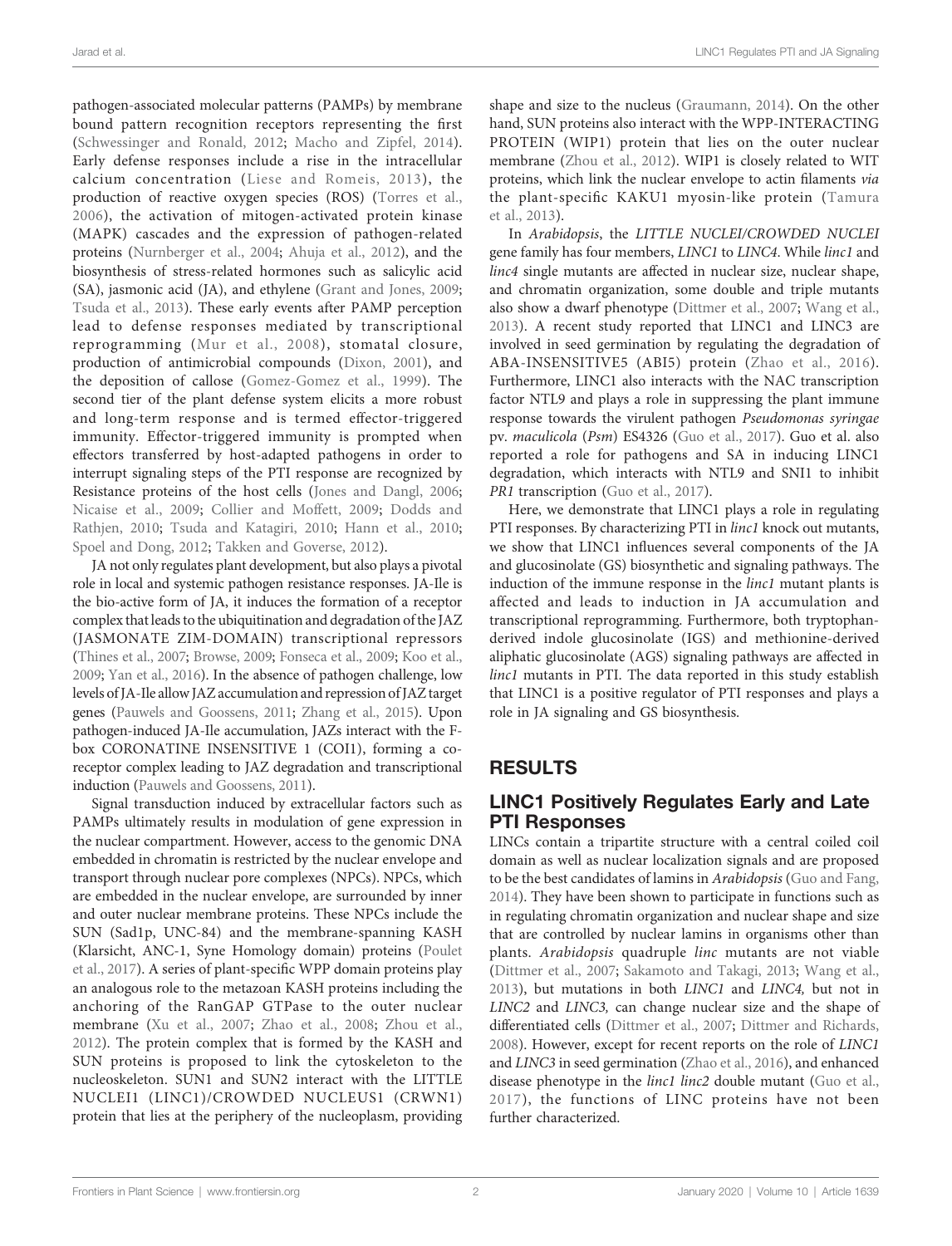pathogen-associated molecular patterns (PAMPs) by membrane bound pattern recognition receptors representing the first (Schwessinger and Ronald, 2012; Macho and Zipfel, 2014). Early defense responses include a rise in the intracellular calcium concentration (Liese and Romeis, 2013), the production of reactive oxygen species (ROS) (Torres et al., 2006), the activation of mitogen-activated protein kinase (MAPK) cascades and the expression of pathogen-related proteins (Nurnberger et al., 2004; Ahuja et al., 2012), and the biosynthesis of stress-related hormones such as salicylic acid (SA), jasmonic acid (JA), and ethylene (Grant and Jones, 2009; Tsuda et al., 2013). These early events after PAMP perception lead to defense responses mediated by transcriptional reprogramming (Mur et al., 2008), stomatal closure, production of antimicrobial compounds (Dixon, 2001), and the deposition of callose (Gomez-Gomez et al., 1999). The second tier of the plant defense system elicits a more robust and long-term response and is termed effector-triggered immunity. Effector-triggered immunity is prompted when effectors transferred by host-adapted pathogens in order to interrupt signaling steps of the PTI response are recognized by Resistance proteins of the host cells (Jones and Dangl, 2006; Nicaise et al., 2009; Collier and Moffett, 2009; Dodds and Rathjen, 2010; Tsuda and Katagiri, 2010; Hann et al., 2010; Spoel and Dong, 2012; Takken and Goverse, 2012).

JA not only regulates plant development, but also plays a pivotal role in local and systemic pathogen resistance responses. JA-Ile is the bio-active form of JA, it induces the formation of a receptor complex that leads to the ubiquitination and degradation of the JAZ (JASMONATE ZIM-DOMAIN) transcriptional repressors (Thines et al., 2007; Browse, 2009; Fonseca et al., 2009; Koo et al., 2009; Yan et al., 2016). In the absence of pathogen challenge, low levels of JA-Ile allow JAZ accumulation and repression of JAZ target genes (Pauwels and Goossens, 2011; Zhang et al., 2015). Upon pathogen-induced JA-Ile accumulation, JAZs interact with the F-box CORONATINE INSENSITIVE 1 (COI1), forming a co-receptor complex leading to JAZ degradation and transcriptional induction (Pauwels and Goossens, 2011).

Signal transduction induced by extracellular factors such as PAMPs ultimately results in modulation of gene expression in the nuclear compartment. However, access to the genomic DNA embedded in chromatin is restricted by the nuclear envelope and transport through nuclear pore complexes (NPCs). NPCs, which are embedded in the nuclear envelope, are surrounded by inner and outer nuclear membrane proteins. These NPCs include the SUN (Sad1p, UNC-84) and the membrane-spanning KASH (Klarsicht, ANC-1, Syne Homology domain) proteins (Poulet et al., 2017). A series of plant-specific WPP domain proteins play an analogous role to the metazoan KASH proteins including the anchoring of the RanGAP GTPase to the outer nuclear membrane (Xu et al., 2007; Zhao et al., 2008; Zhou et al., 2012). The protein complex that is formed by the KASH and SUN proteins is proposed to link the cytoskeleton to the nucleoskeleton. SUN1 and SUN2 interact with the LITTLE NUCLEI1 (LINC1)/CROWDED NUCLEUS1 (CRWN1) protein that lies at the periphery of the nucleoplasm, providing shape and size to the nucleus (Graumann, 2014). On the other hand, SUN proteins also interact with the WPP-INTERACTING PROTEIN (WIP1) protein that lies on the outer nuclear membrane (Zhou et al., 2012). WIP1 is closely related to WIT proteins, which link the nuclear envelope to actin filaments *via* the plant-specific KAKU1 myosin-like protein (Tamura et al., 2013).

In *Arabidopsis*, the *LITTLE NUCLEI/CROWDED NUCLEI* gene family has four members, *LINC1* to *LINC4*. While *linc1* and *linc4* single mutants are affected in nuclear size, nuclear shape, and chromatin organization, some double and triple mutants also show a dwarf phenotype (Dittmer et al., 2007; Wang et al., 2013). A recent study reported that LINC1 and LINC3 are involved in seed germination by regulating the degradation of ABA-INSENSITIVE5 (ABI5) protein (Zhao et al., 2016). Furthermore, LINC1 also interacts with the NAC transcription factor NTL9 and plays a role in suppressing the plant immune response towards the virulent pathogen *Pseudomonas syringae* pv. *maculicola* (*Psm*) ES4326 (Guo et al., 2017). Guo et al. also reported a role for pathogens and SA in inducing LINC1 degradation, which interacts with NTL9 and SNI1 to inhibit *PR1* transcription (Guo et al., 2017).

Here, we demonstrate that LINC1 plays a role in regulating PTI responses. By characterizing PTI in *linc1* knock out mutants, we show that LINC1 influences several components of the JA and glucosinolate (GS) biosynthetic and signaling pathways. The induction of the immune response in the *linc1* mutant plants is affected and leads to induction in JA accumulation and transcriptional reprogramming. Furthermore, both tryptophan-derived indole glucosinolate (IGS) and methionine-derived aliphatic glucosinolate (AGS) signaling pathways are affected in *linc1* mutants in PTI. The data reported in this study establish that LINC1 is a positive regulator of PTI responses and plays a role in JA signaling and GS biosynthesis.

## RESULTS

### LINC1 Positively Regulates Early and Late PTI Responses

LINCs contain a tripartite structure with a central coiled coil domain as well as nuclear localization signals and are proposed to be the best candidates of lamins in *Arabidopsis* (Guo and Fang, 2014). They have been shown to participate in functions such as in regulating chromatin organization and nuclear shape and size that are controlled by nuclear lamins in organisms other than plants. *Arabidopsis* quadruple *linc* mutants are not viable (Dittmer et al., 2007; Sakamoto and Takagi, 2013; Wang et al., 2013), but mutations in both *LINC1* and *LINC4,* but not in *LINC2* and *LINC3,* can change nuclear size and the shape of differentiated cells (Dittmer et al., 2007; Dittmer and Richards, 2008). However, except for recent reports on the role of *LINC1* and *LINC3* in seed germination (Zhao et al., 2016), and enhanced disease phenotype in the *linc1 linc2* double mutant (Guo et al., 2017), the functions of LINC proteins have not been further characterized.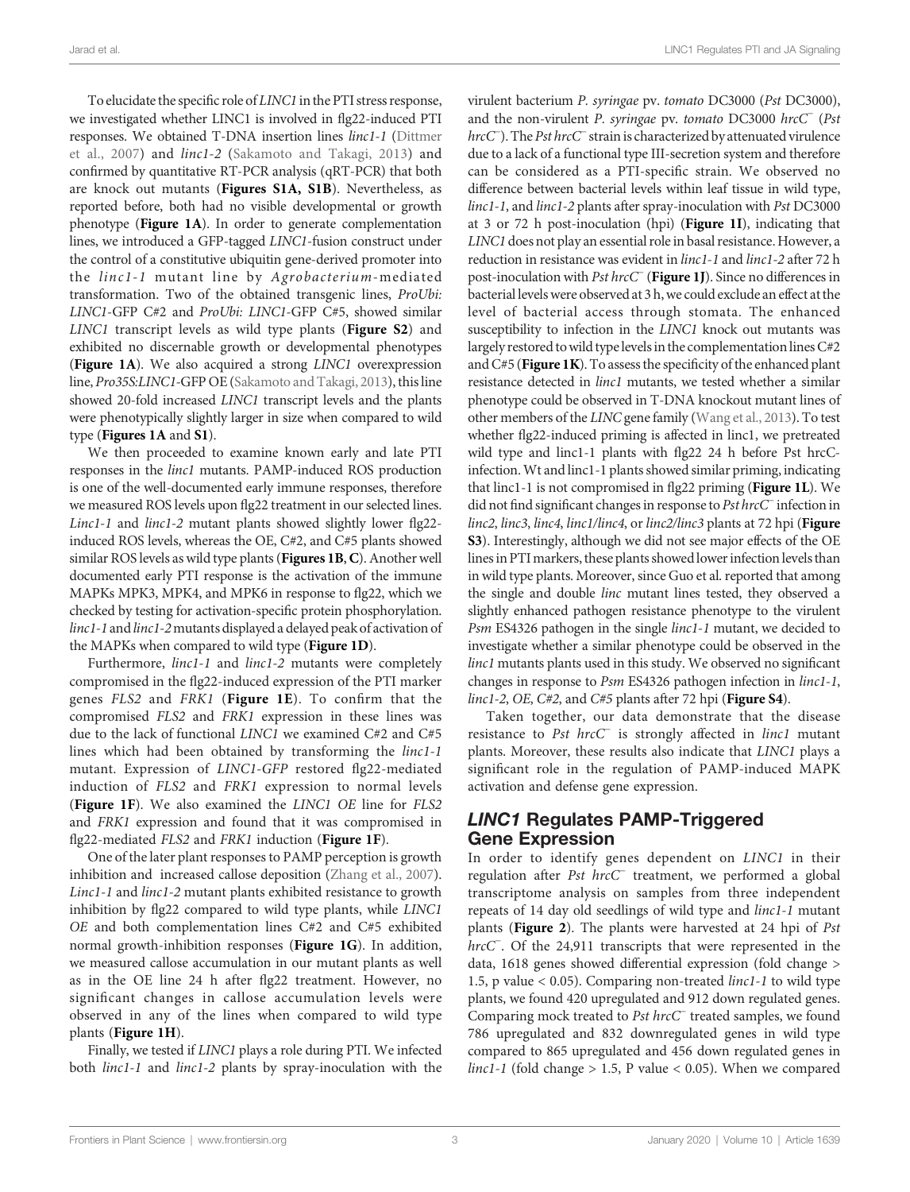To elucidate the specific role of *LINC1* in the PTI stress response, we investigated whether LINC1 is involved in flg22-induced PTI responses. We obtained T-DNA insertion lines *linc1-1* (Dittmer et al., 2007) and *linc1-2* (Sakamoto and Takagi, 2013) and confirmed by quantitative RT-PCR analysis (qRT-PCR) that both are knock out mutants (**Figures S1A, S1B**). Nevertheless, as reported before, both had no visible developmental or growth phenotype (**Figure 1A**). In order to generate complementation lines, we introduced a GFP-tagged *LINC1*-fusion construct under the control of a constitutive ubiquitin gene-derived promoter into the *linc1-1* mutant line by *Agrobacterium*-mediated transformation. Two of the obtained transgenic lines, *ProUbi: LINC1*-GFP C#2 and *ProUbi: LINC1*-GFP C#5, showed similar *LINC1* transcript levels as wild type plants (**Figure S2**) and exhibited no discernable growth or developmental phenotypes (**Figure 1A**). We also acquired a strong *LINC1* overexpression line, *Pro35S:LINC1*-GFP OE (Sakamoto and Takagi, 2013), this line showed 20-fold increased *LINC1* transcript levels and the plants were phenotypically slightly larger in size when compared to wild type (**Figures 1A** and **S1**).

We then proceeded to examine known early and late PTI responses in the *linc1* mutants. PAMP-induced ROS production is one of the well-documented early immune responses, therefore we measured ROS levels upon flg22 treatment in our selected lines. *Linc1-1* and *linc1-2* mutant plants showed slightly lower flg22-induced ROS levels, whereas the OE, C#2, and C#5 plants showed similar ROS levels as wild type plants (**Figures 1B, C**). Another well documented early PTI response is the activation of the immune MAPKs MPK3, MPK4, and MPK6 in response to flg22, which we checked by testing for activation-specific protein phosphorylation. *linc1-1* and *linc1-2* mutants displayed a delayed peak of activation of the MAPKs when compared to wild type (**Figure 1D**).

Furthermore, *linc1-1* and *linc1-2* mutants were completely compromised in the flg22-induced expression of the PTI marker genes *FLS2* and *FRK1* (**Figure 1E**). To confirm that the compromised *FLS2* and *FRK1* expression in these lines was due to the lack of functional *LINC1* we examined C#2 and C#5 lines which had been obtained by transforming the *linc1-1* mutant. Expression of *LINC1-GFP* restored flg22-mediated induction of *FLS2* and *FRK1* expression to normal levels (**Figure 1F**). We also examined the *LINC1 OE* line for *FLS2* and *FRK1* expression and found that it was compromised in flg22-mediated *FLS2* and *FRK1* induction (**Figure 1F**).

One of the later plant responses to PAMP perception is growth inhibition and increased callose deposition (Zhang et al., 2007). *Linc1-1* and *linc1-2* mutant plants exhibited resistance to growth inhibition by flg22 compared to wild type plants, while *LINC1 OE* and both complementation lines C#2 and C#5 exhibited normal growth-inhibition responses (**Figure 1G**). In addition, we measured callose accumulation in our mutant plants as well as in the OE line 24 h after flg22 treatment. However, no significant changes in callose accumulation levels were observed in any of the lines when compared to wild type plants (**Figure 1H**).

Finally, we tested if *LINC1* plays a role during PTI. We infected both *linc1-1* and *linc1-2* plants by spray-inoculation with the virulent bacterium *P. syringae* pv. *tomato* DC3000 (*Pst* DC3000), and the non-virulent *P. syringae* pv. *tomato* DC3000 *hrcC*⁻ (*Pst hrcC*⁻). The *Pst hrcC*⁻ strain is characterized by attenuated virulence due to a lack of a functional type III-secretion system and therefore can be considered as a PTI-specific strain. We observed no difference between bacterial levels within leaf tissue in wild type, *linc1-1*, and *linc1-2* plants after spray-inoculation with *Pst* DC3000 at 3 or 72 h post-inoculation (hpi) (**Figure 1I**), indicating that *LINC1* does not play an essential role in basal resistance. However, a reduction in resistance was evident in *linc1-1* and *linc1-2* after 72 h post-inoculation with *Pst hrcC*⁻ (**Figure 1J**). Since no differences in bacterial levels were observed at 3 h, we could exclude an effect at the level of bacterial access through stomata. The enhanced susceptibility to infection in the *LINC1* knock out mutants was largely restored to wild type levels in the complementation lines C#2 and C#5 (**Figure 1K**). To assess the specificity of the enhanced plant resistance detected in *linc1* mutants, we tested whether a similar phenotype could be observed in T-DNA knockout mutant lines of other members of the *LINC* gene family (Wang et al., 2013). To test whether flg22-induced priming is affected in linc1, we pretreated wild type and linc1-1 plants with flg22 24 h before Pst hrcC-infection. Wt and linc1-1 plants showed similar priming, indicating that linc1-1 is not compromised in flg22 priming (**Figure 1L**). We did not find significant changes in response to *Pst hrcC*⁻ infection in *linc2*, *linc3*, *linc4*, *linc1/linc4*, or *linc2/linc3* plants at 72 hpi (**Figure S3**). Interestingly, although we did not see major effects of the OE lines in PTI markers, these plants showed lower infection levels than in wild type plants. Moreover, since Guo et al. reported that among the single and double *linc* mutant lines tested, they observed a slightly enhanced pathogen resistance phenotype to the virulent *Psm* ES4326 pathogen in the single *linc1-1* mutant, we decided to investigate whether a similar phenotype could be observed in the *linc1* mutants plants used in this study. We observed no significant changes in response to *Psm* ES4326 pathogen infection in *linc1-1*, *linc1-2*, *OE*, *C#2*, and *C#5* plants after 72 hpi (**Figure S4**).

Taken together, our data demonstrate that the disease resistance to *Pst hrcC*⁻ is strongly affected in *linc1* mutant plants. Moreover, these results also indicate that *LINC1* plays a significant role in the regulation of PAMP-induced MAPK activation and defense gene expression.

## *LINC1* Regulates PAMP-Triggered Gene Expression

In order to identify genes dependent on *LINC1* in their regulation after *Pst hrcC*⁻ treatment, we performed a global transcriptome analysis on samples from three independent repeats of 14 day old seedlings of wild type and *linc1-1* mutant plants (**Figure 2**). The plants were harvested at 24 hpi of *Pst hrcC*⁻. Of the 24,911 transcripts that were represented in the data, 1618 genes showed differential expression (fold change > 1.5, p value < 0.05). Comparing non-treated *linc1-1* to wild type plants, we found 420 upregulated and 912 down regulated genes. Comparing mock treated to *Pst hrcC*⁻ treated samples, we found 786 upregulated and 832 downregulated genes in wild type compared to 865 upregulated and 456 down regulated genes in *linc1-1* (fold change > 1.5, P value < 0.05). When we compared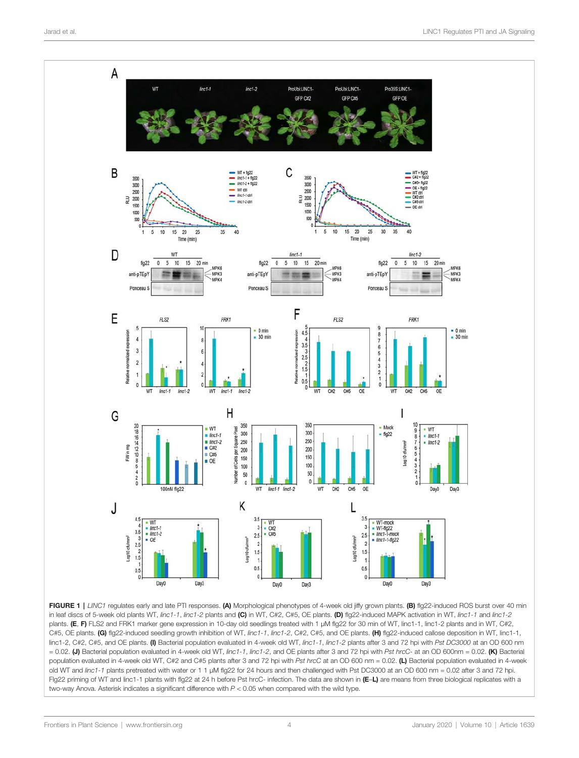**FIGURE 1 |** *LINC1* regulates early and late PTI responses. **(A)** Morphological phenotypes of 4-week old jiffy grown plants. **(B)** flg22-induced ROS burst over 40 min in leaf discs of 5-week old plants WT, *linc1-1*, *linc1-2* plants and **(C)** in WT, C#2, C#5, OE plants. **(D)** flg22-induced MAPK activation in WT, *linc1-1* and *linc1-2* plants. **(E, F)** FLS2 and FRK1 marker gene expression in 10-day old seedlings treated with 1 μM flg22 for 30 min of WT, linc1-1, linc1-2 plants and in WT, C#2, C#5, OE plants. **(G)** flg22-induced seedling growth inhibition of WT, *linc1-1*, *linc1-2*, C#2, C#5, and OE plants. **(H)** flg22-induced callose deposition in WT, linc1-1, linc1-2, C#2, C#5, and OE plants. **(I)** Bacterial population evaluated in 4-week old WT, *linc1-1*, *linc1-2* plants after 3 and 72 hpi with *Pst DC3000* at an OD 600 nm = 0.02. **(J)** Bacterial population evaluated in 4-week old WT, *linc1-1*, *linc1-2*, and OE plants after 3 and 72 hpi with *Pst hrcC-* at an OD 600nm = 0.02. **(K)** Bacterial population evaluated in 4-week old WT, C#2 and C#5 plants after 3 and 72 hpi with *Pst hrcC* at an OD 600 nm = 0.02. **(L)** Bacterial population evaluated in 4-week old WT and *linc1-1* plants pretreated with water or 1 1 μM flg22 for 24 hours and then challenged with Pst DC3000 at an OD 600 nm = 0.02 after 3 and 72 hpi. Flg22 priming of WT and linc1-1 plants with flg22 at 24 h before Pst hrcC- infection. The data are shown in **(E–L)** are means from three biological replicates with a two-way Anova. Asterisk indicates a significant difference with $P < 0.05$ when compared with the wild type.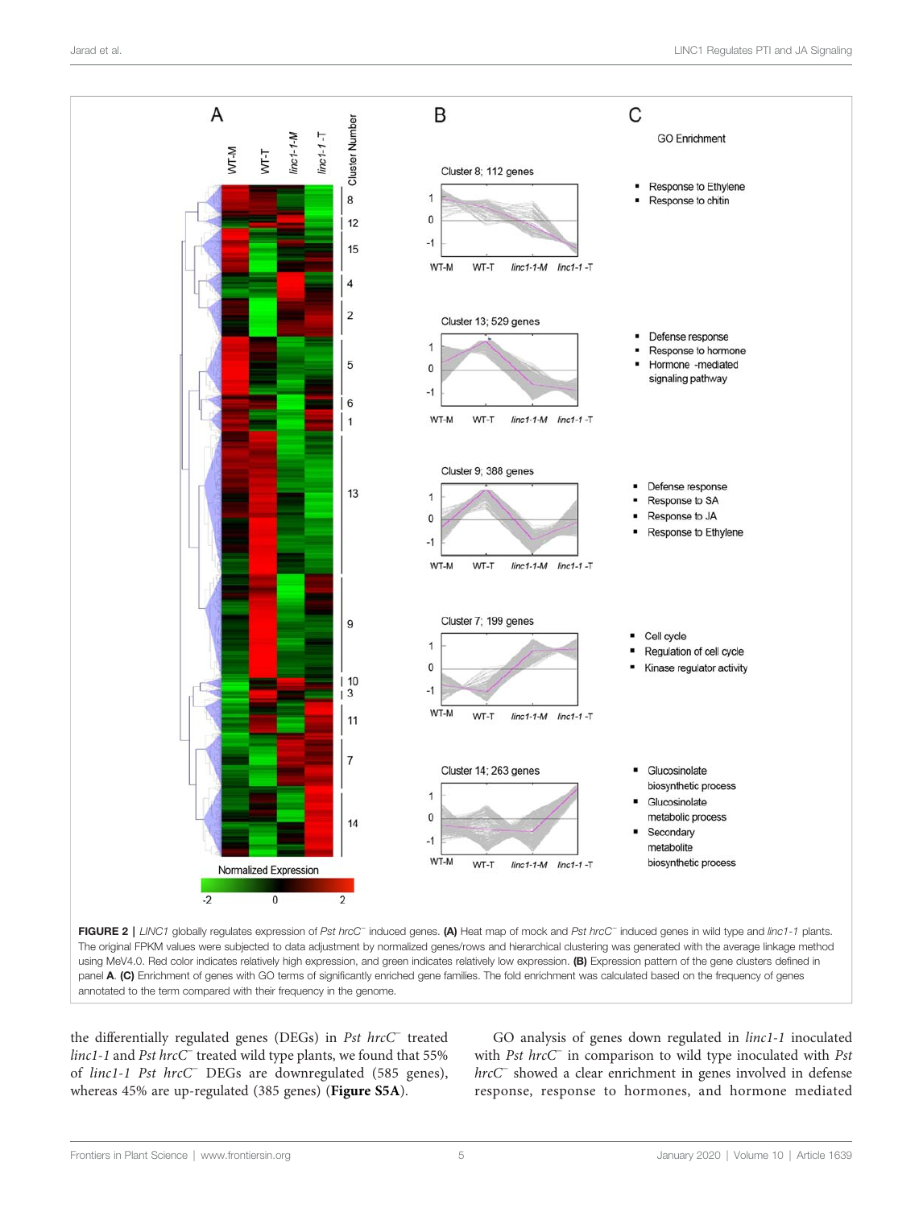**FIGURE 2 |** *LINC1* globally regulates expression of *Pst hrcC⁻* induced genes. **(A)** Heat map of mock and *Pst hrcC⁻* induced genes in wild type and *linc1-1* plants. The original FPKM values were subjected to data adjustment by normalized genes/rows and hierarchical clustering was generated with the average linkage method using MeV4.0. Red color indicates relatively high expression, and green indicates relatively low expression. **(B)** Expression pattern of the gene clusters defined in panel **A**. **(C)** Enrichment of genes with GO terms of significantly enriched gene families. The fold enrichment was calculated based on the frequency of genes annotated to the term compared with their frequency in the genome.

the differentially regulated genes (DEGs) in *Pst hrcC⁻* treated *linc1-1* and *Pst hrcC⁻* treated wild type plants, we found that 55% of *linc1-1 Pst hrcC⁻* DEGs are downregulated (585 genes), whereas 45% are up-regulated (385 genes) (**Figure S5A**).

GO analysis of genes down regulated in *linc1-1* inoculated with *Pst hrcC⁻* in comparison to wild type inoculated with *Pst hrcC⁻* showed a clear enrichment in genes involved in defense response, response to hormones, and hormone mediated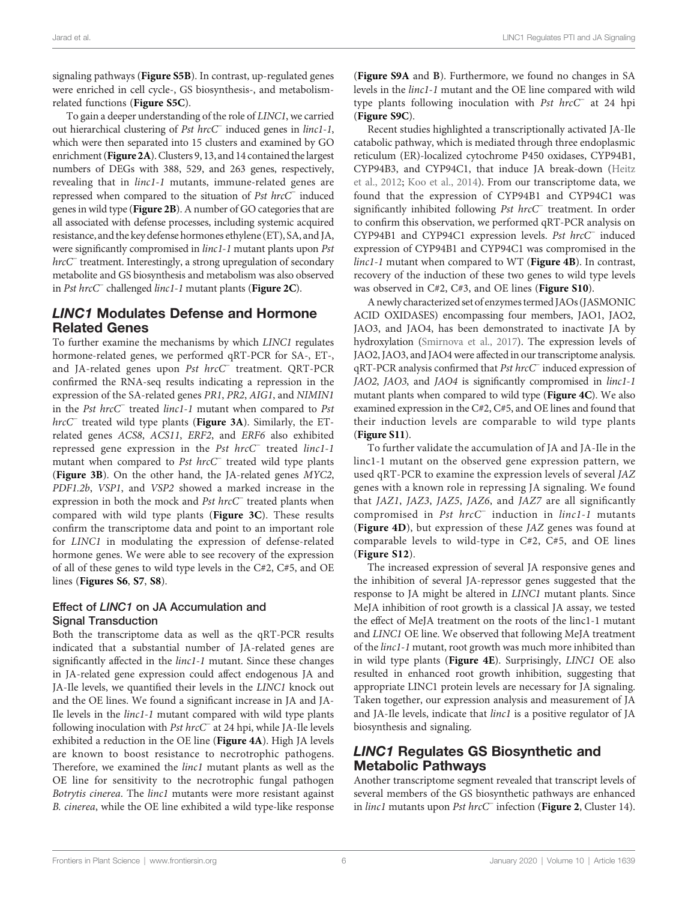signaling pathways (**Figure S5B**). In contrast, up-regulated genes were enriched in cell cycle-, GS biosynthesis-, and metabolism-related functions (**Figure S5C**).

To gain a deeper understanding of the role of *LINC1*, we carried out hierarchical clustering of *Pst hrcC⁻* induced genes in *linc1-1*, which were then separated into 15 clusters and examined by GO enrichment (**Figure 2A**). Clusters 9, 13, and 14 contained the largest numbers of DEGs with 388, 529, and 263 genes, respectively, revealing that in *linc1-1* mutants, immune-related genes are repressed when compared to the situation of *Pst hrcC⁻* induced genes in wild type (**Figure 2B**). A number of GO categories that are all associated with defense processes, including systemic acquired resistance, and the key defense hormones ethylene (ET), SA, and JA, were significantly compromised in *linc1-1* mutant plants upon *Pst hrcC⁻* treatment. Interestingly, a strong upregulation of secondary metabolite and GS biosynthesis and metabolism was also observed in *Pst hrcC⁻* challenged *linc1-1* mutant plants (**Figure 2C**).

## *LINC1* Modulates Defense and Hormone Related Genes

To further examine the mechanisms by which *LINC1* regulates hormone-related genes, we performed qRT-PCR for SA-, ET-, and JA-related genes upon *Pst hrcC⁻* treatment. QRT-PCR confirmed the RNA-seq results indicating a repression in the expression of the SA-related genes *PR1*, *PR2*, *AIG1*, and *NIMIN1* in the *Pst hrcC⁻* treated *linc1-1* mutant when compared to *Pst hrcC⁻* treated wild type plants (**Figure 3A**). Similarly, the ET-related genes *ACS8*, *ACS11*, *ERF2*, and *ERF6* also exhibited repressed gene expression in the *Pst hrcC⁻* treated *linc1-1* mutant when compared to *Pst hrcC⁻* treated wild type plants (**Figure 3B**). On the other hand, the JA-related genes *MYC2*, *PDF1.2b*, *VSP1*, and *VSP2* showed a marked increase in the expression in both the mock and *Pst hrcC⁻* treated plants when compared with wild type plants (**Figure 3C**). These results confirm the transcriptome data and point to an important role for *LINC1* in modulating the expression of defense-related hormone genes. We were able to see recovery of the expression of all of these genes to wild type levels in the C#2, C#5, and OE lines (**Figures S6**, **S7**, **S8**).

### Effect of *LINC1* on JA Accumulation and Signal Transduction

Both the transcriptome data as well as the qRT-PCR results indicated that a substantial number of JA-related genes are significantly affected in the *linc1-1* mutant. Since these changes in JA-related gene expression could affect endogenous JA and JA-Ile levels, we quantified their levels in the *LINC1* knock out and the OE lines. We found a significant increase in JA and JA-Ile levels in the *linc1-1* mutant compared with wild type plants following inoculation with *Pst hrcC⁻* at 24 hpi, while JA-Ile levels exhibited a reduction in the OE line (**Figure 4A**). High JA levels are known to boost resistance to necrotrophic pathogens. Therefore, we examined the *linc1* mutant plants as well as the OE line for sensitivity to the necrotrophic fungal pathogen *Botrytis cinerea*. The *linc1* mutants were more resistant against *B. cinerea*, while the OE line exhibited a wild type-like response (**Figure S9A** and **B**). Furthermore, we found no changes in SA levels in the *linc1-1* mutant and the OE line compared with wild type plants following inoculation with *Pst hrcC⁻* at 24 hpi (**Figure S9C**).

Recent studies highlighted a transcriptionally activated JA-Ile catabolic pathway, which is mediated through three endoplasmic reticulum (ER)-localized cytochrome P450 oxidases, CYP94B1, CYP94B3, and CYP94C1, that induce JA break-down (Heitz et al., 2012; Koo et al., 2014). From our transcriptome data, we found that the expression of CYP94B1 and CYP94C1 was significantly inhibited following *Pst hrcC⁻* treatment. In order to confirm this observation, we performed qRT-PCR analysis on CYP94B1 and CYP94C1 expression levels. *Pst hrcC⁻* induced expression of CYP94B1 and CYP94C1 was compromised in the *linc1-1* mutant when compared to WT (**Figure 4B**). In contrast, recovery of the induction of these two genes to wild type levels was observed in C#2, C#3, and OE lines (**Figure S10**).

A newly characterized set of enzymes termed JAOs (JASMONIC ACID OXIDASES) encompassing four members, JAO1, JAO2, JAO3, and JAO4, has been demonstrated to inactivate JA by hydroxylation (Smirnova et al., 2017). The expression levels of JAO2, JAO3, and JAO4 were affected in our transcriptome analysis. qRT-PCR analysis confirmed that *Pst hrcC⁻* induced expression of *JAO2*, *JAO3*, and *JAO4* is significantly compromised in *linc1-1* mutant plants when compared to wild type (**Figure 4C**). We also examined expression in the C#2, C#5, and OE lines and found that their induction levels are comparable to wild type plants (**Figure S11**).

To further validate the accumulation of JA and JA-Ile in the linc1-1 mutant on the observed gene expression pattern, we used qRT-PCR to examine the expression levels of several *JAZ* genes with a known role in repressing JA signaling. We found that *JAZ1*, *JAZ3*, *JAZ5*, *JAZ6*, and *JAZ7* are all significantly compromised in *Pst hrcC⁻* induction in *linc1-1* mutants (**Figure 4D**), but expression of these *JAZ* genes was found at comparable levels to wild-type in C#2, C#5, and OE lines (**Figure S12**).

The increased expression of several JA responsive genes and the inhibition of several JA-repressor genes suggested that the response to JA might be altered in *LINC1* mutant plants. Since MeJA inhibition of root growth is a classical JA assay, we tested the effect of MeJA treatment on the roots of the linc1-1 mutant and *LINC1* OE line. We observed that following MeJA treatment of the *linc1-1* mutant, root growth was much more inhibited than in wild type plants (**Figure 4E**). Surprisingly, *LINC1* OE also resulted in enhanced root growth inhibition, suggesting that appropriate LINC1 protein levels are necessary for JA signaling. Taken together, our expression analysis and measurement of JA and JA-Ile levels, indicate that *linc1* is a positive regulator of JA biosynthesis and signaling.

## *LINC1* Regulates GS Biosynthetic and Metabolic Pathways

Another transcriptome segment revealed that transcript levels of several members of the GS biosynthetic pathways are enhanced in *linc1* mutants upon *Pst hrcC⁻* infection (**Figure 2**, Cluster 14).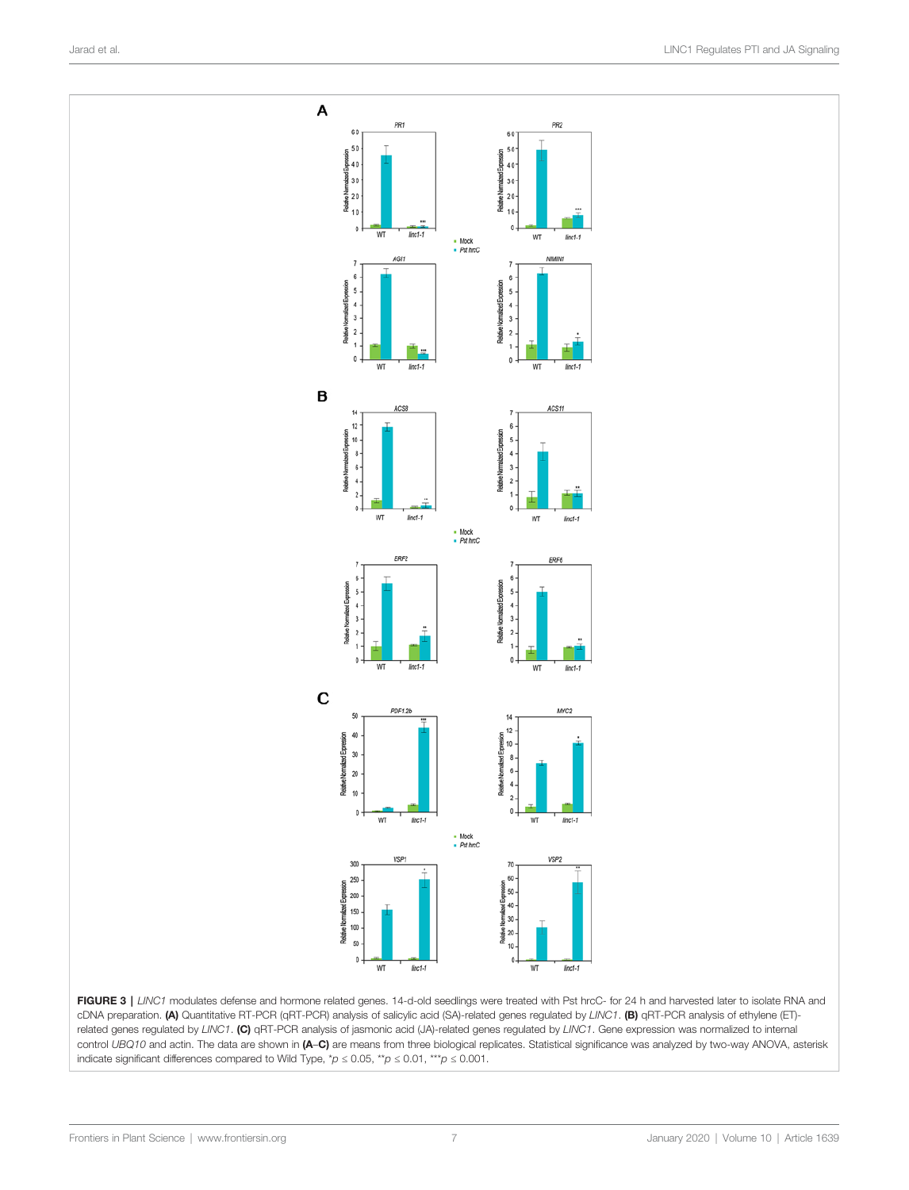**FIGURE 3 |** *LINC1* modulates defense and hormone related genes. 14-d-old seedlings were treated with Pst hrcC- for 24 h and harvested later to isolate RNA and cDNA preparation. **(A)** Quantitative RT-PCR (qRT-PCR) analysis of salicylic acid (SA)-related genes regulated by *LINC1*. **(B)** qRT-PCR analysis of ethylene (ET)-related genes regulated by *LINC1*. **(C)** qRT-PCR analysis of jasmonic acid (JA)-related genes regulated by *LINC1*. Gene expression was normalized to internal control *UBQ10* and actin. The data are shown in **(A–C)** are means from three biological replicates. Statistical significance was analyzed by two-way ANOVA, asterisk indicate significant differences compared to Wild Type, $^{*}p \le 0.05$, $^{**}p \le 0.01$, $^{***}p \le 0.001$.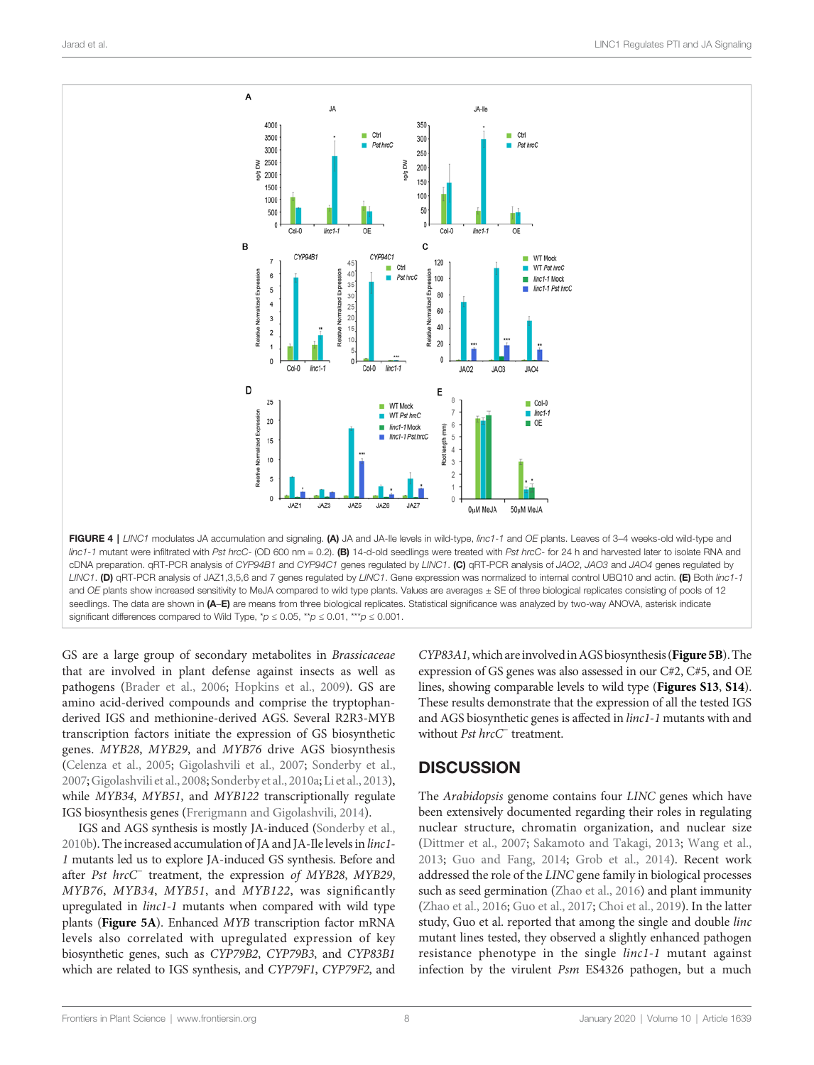**FIGURE 4 |** *LINC1* modulates JA accumulation and signaling. **(A)** JA and JA-Ile levels in wild-type, *linc1-1* and *OE* plants. Leaves of 3–4 weeks-old wild-type and *linc1-1* mutant were infiltrated with *Pst hrcC-* (OD 600 nm = 0.2). **(B)** 14-d-old seedlings were treated with *Pst hrcC-* for 24 h and harvested later to isolate RNA and cDNA preparation. qRT-PCR analysis of *CYP94B1* and *CYP94C1* genes regulated by *LINC1*. **(C)** qRT-PCR analysis of *JAO2*, *JAO3* and *JAO4* genes regulated by *LINC1*. **(D)** qRT-PCR analysis of JAZ1,3,5,6 and 7 genes regulated by *LINC1*. Gene expression was normalized to internal control UBQ10 and actin. **(E)** Both *linc1-1* and *OE* plants show increased sensitivity to MeJA compared to wild type plants. Values are averages ± SE of three biological replicates consisting of pools of 12 seedlings. The data are shown in **(A–E)** are means from three biological replicates. Statistical significance was analyzed by two-way ANOVA, asterisk indicate significant differences compared to Wild Type, \*$p \leq 0.05$, \*\*$p \leq 0.01$, \*\*\*$p \leq 0.001$.

GS are a large group of secondary metabolites in *Brassicaceae* that are involved in plant defense against insects as well as pathogens (Brader et al., 2006; Hopkins et al., 2009). GS are amino acid-derived compounds and comprise the tryptophan-derived IGS and methionine-derived AGS. Several R2R3-MYB transcription factors initiate the expression of GS biosynthetic genes. *MYB28*, *MYB29*, and *MYB76* drive AGS biosynthesis (Celenza et al., 2005; Gigolashvili et al., 2007; Sonderby et al., 2007; Gigolashvili et al., 2008; Sonderby et al., 2010a; Li et al., 2013), while *MYB34*, *MYB51*, and *MYB122* transcriptionally regulate IGS biosynthesis genes (Frerigmann and Gigolashvili, 2014).

IGS and AGS synthesis is mostly JA-induced (Sonderby et al., 2010b). The increased accumulation of JA and JA-Ile levels in *linc1-1* mutants led us to explore JA-induced GS synthesis. Before and after *Pst hrcC⁻* treatment, the expression *of MYB28*, *MYB29*, *MYB76*, *MYB34*, *MYB51*, and *MYB122*, was significantly upregulated in *linc1-1* mutants when compared with wild type plants (**Figure 5A**). Enhanced *MYB* transcription factor mRNA levels also correlated with upregulated expression of key biosynthetic genes, such as *CYP79B2*, *CYP79B3*, and *CYP83B1* which are related to IGS synthesis, and *CYP79F1*, *CYP79F2*, and *CYP83A1*, which are involved in AGS biosynthesis (**Figure 5B**). The expression of GS genes was also assessed in our C#2, C#5, and OE lines, showing comparable levels to wild type (**Figures S13**, **S14**). These results demonstrate that the expression of all the tested IGS and AGS biosynthetic genes is affected in *linc1-1* mutants with and without *Pst hrcC⁻* treatment.

## DISCUSSION

The *Arabidopsis* genome contains four *LINC* genes which have been extensively documented regarding their roles in regulating nuclear structure, chromatin organization, and nuclear size (Dittmer et al., 2007; Sakamoto and Takagi, 2013; Wang et al., 2013; Guo and Fang, 2014; Grob et al., 2014). Recent work addressed the role of the *LINC* gene family in biological processes such as seed germination (Zhao et al., 2016) and plant immunity (Zhao et al., 2016; Guo et al., 2017; Choi et al., 2019). In the latter study, Guo et al. reported that among the single and double *linc* mutant lines tested, they observed a slightly enhanced pathogen resistance phenotype in the single *linc1-1* mutant against infection by the virulent *Psm* ES4326 pathogen, but a much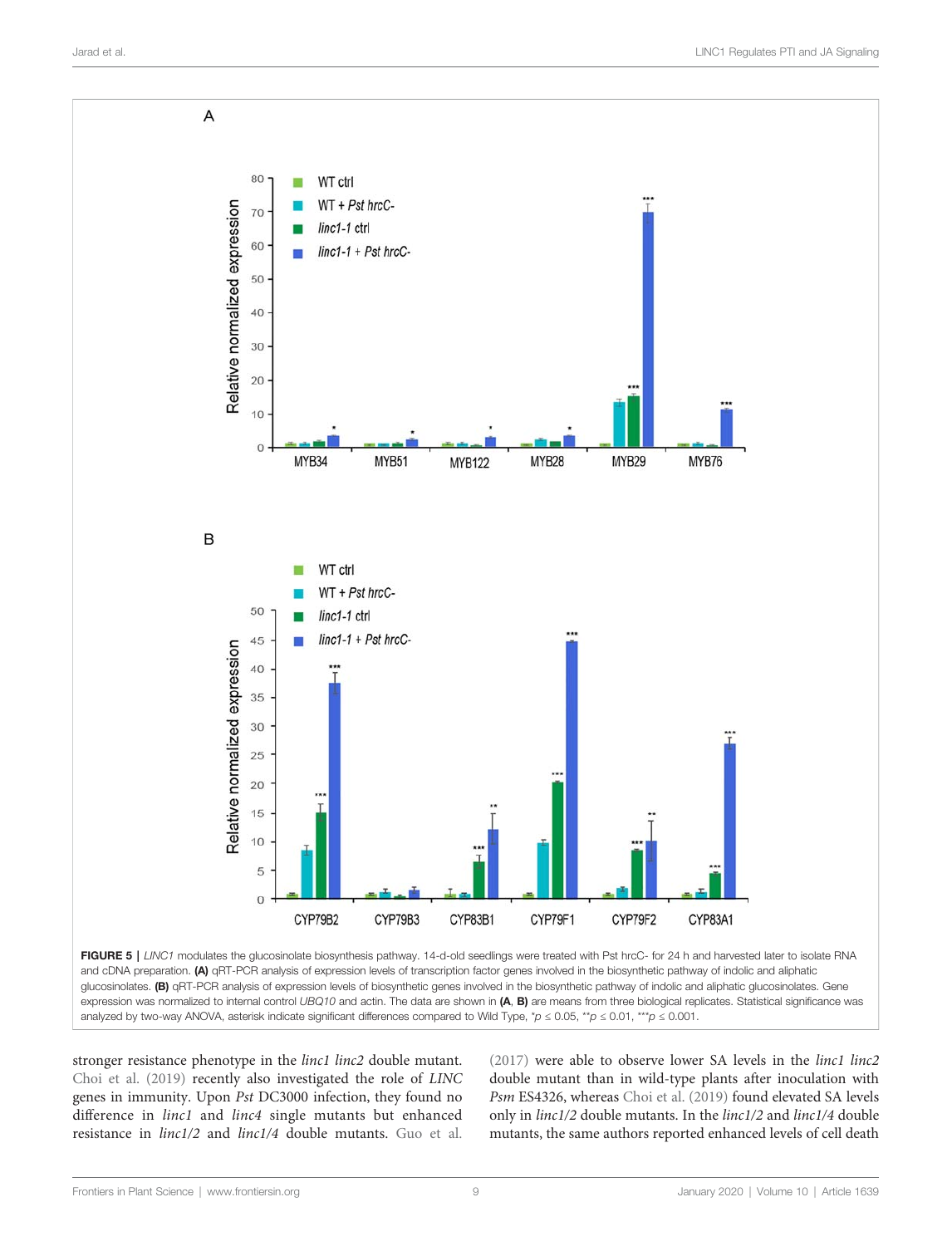**FIGURE 5** | *LINC1* modulates the glucosinolate biosynthesis pathway. 14-d-old seedlings were treated with Pst hrcC- for 24 h and harvested later to isolate RNA and cDNA preparation. **(A)** qRT-PCR analysis of expression levels of transcription factor genes involved in the biosynthetic pathway of indolic and aliphatic glucosinolates. **(B)** qRT-PCR analysis of expression levels of biosynthetic genes involved in the biosynthetic pathway of indolic and aliphatic glucosinolates. Gene expression was normalized to internal control *UBQ10* and actin. The data are shown in **(A, B)** are means from three biological replicates. Statistical significance was analyzed by two-way ANOVA, asterisk indicate significant differences compared to Wild Type, \*$p \leq 0.05$, \*\*$p \leq 0.01$, \*\*\*$p \leq 0.001$.

stronger resistance phenotype in the *linc1 linc2* double mutant. Choi et al. (2019) recently also investigated the role of *LINC* genes in immunity. Upon *Pst* DC3000 infection, they found no difference in *linc1* and *linc4* single mutants but enhanced resistance in *linc1/2* and *linc1/4* double mutants. Guo et al. (2017) were able to observe lower SA levels in the *linc1 linc2* double mutant than in wild-type plants after inoculation with *Psm* ES4326, whereas Choi et al. (2019) found elevated SA levels only in *linc1/2* double mutants. In the *linc1/2* and *linc1/4* double mutants, the same authors reported enhanced levels of cell death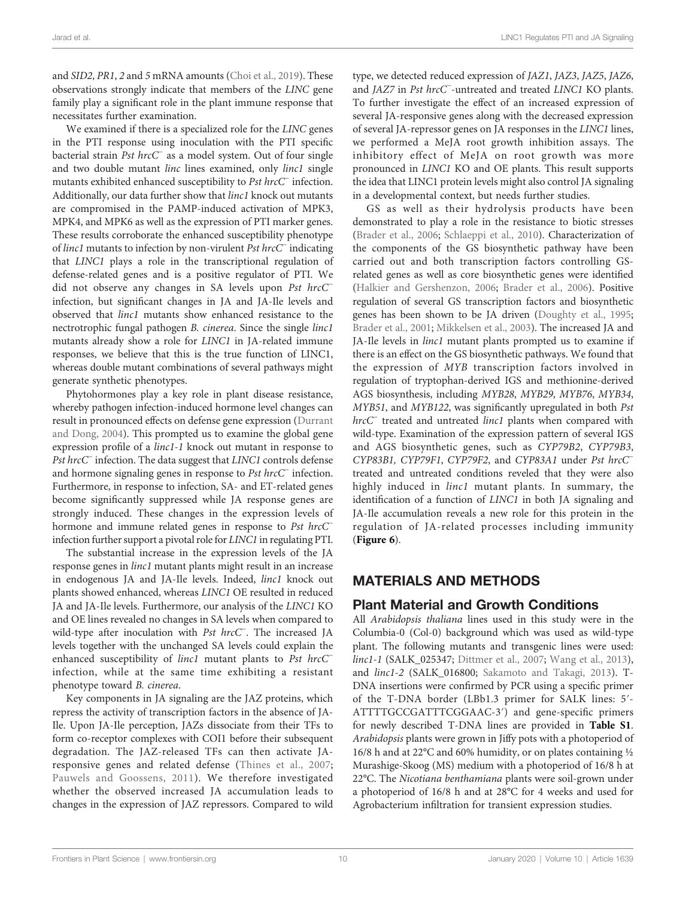and *SID2*, *PR1*, *2* and *5* mRNA amounts (Choi et al., 2019). These observations strongly indicate that members of the *LINC* gene family play a significant role in the plant immune response that necessitates further examination.

We examined if there is a specialized role for the *LINC* genes in the PTI response using inoculation with the PTI specific bacterial strain *Pst hrcC*⁻ as a model system. Out of four single and two double mutant *linc* lines examined, only *linc1* single mutants exhibited enhanced susceptibility to *Pst hrcC*⁻ infection. Additionally, our data further show that *linc1* knock out mutants are compromised in the PAMP-induced activation of MPK3, MPK4, and MPK6 as well as the expression of PTI marker genes. These results corroborate the enhanced susceptibility phenotype of *linc1* mutants to infection by non-virulent *Pst hrcC*⁻ indicating that *LINC1* plays a role in the transcriptional regulation of defense-related genes and is a positive regulator of PTI. We did not observe any changes in SA levels upon *Pst hrcC*⁻ infection, but significant changes in JA and JA-Ile levels and observed that *linc1* mutants show enhanced resistance to the nectrotrophic fungal pathogen *B. cinerea*. Since the single *linc1* mutants already show a role for *LINC1* in JA-related immune responses, we believe that this is the true function of LINC1, whereas double mutant combinations of several pathways might generate synthetic phenotypes.

Phytohormones play a key role in plant disease resistance, whereby pathogen infection-induced hormone level changes can result in pronounced effects on defense gene expression (Durrant and Dong, 2004). This prompted us to examine the global gene expression profile of a *linc1-1* knock out mutant in response to *Pst hrcC*⁻ infection. The data suggest that *LINC1* controls defense and hormone signaling genes in response to *Pst hrcC*⁻ infection. Furthermore, in response to infection, SA- and ET-related genes become significantly suppressed while JA response genes are strongly induced. These changes in the expression levels of hormone and immune related genes in response to *Pst hrcC*⁻ infection further support a pivotal role for *LINC1* in regulating PTI.

The substantial increase in the expression levels of the JA response genes in *linc1* mutant plants might result in an increase in endogenous JA and JA-Ile levels. Indeed, *linc1* knock out plants showed enhanced, whereas *LINC1* OE resulted in reduced JA and JA-Ile levels. Furthermore, our analysis of the *LINC1* KO and OE lines revealed no changes in SA levels when compared to wild-type after inoculation with *Pst hrcC*⁻. The increased JA levels together with the unchanged SA levels could explain the enhanced susceptibility of *linc1* mutant plants to *Pst hrcC*⁻ infection, while at the same time exhibiting a resistant phenotype toward *B. cinerea*.

Key components in JA signaling are the JAZ proteins, which repress the activity of transcription factors in the absence of JA-Ile. Upon JA-Ile perception, JAZs dissociate from their TFs to form co-receptor complexes with COI1 before their subsequent degradation. The JAZ-released TFs can then activate JA-responsive genes and related defense (Thines et al., 2007; Pauwels and Goossens, 2011). We therefore investigated whether the observed increased JA accumulation leads to changes in the expression of JAZ repressors. Compared to wild type, we detected reduced expression of *JAZ1*, *JAZ3*, *JAZ5*, *JAZ6*, and *JAZ7* in *Pst hrcC*⁻-untreated and treated *LINC1* KO plants. To further investigate the effect of an increased expression of several JA-responsive genes along with the decreased expression of several JA-repressor genes on JA responses in the *LINC1* lines, we performed a MeJA root growth inhibition assays. The inhibitory effect of MeJA on root growth was more pronounced in *LINC1* KO and OE plants. This result supports the idea that LINC1 protein levels might also control JA signaling in a developmental context, but needs further studies.

GS as well as their hydrolysis products have been demonstrated to play a role in the resistance to biotic stresses (Brader et al., 2006; Schlaeppi et al., 2010). Characterization of the components of the GS biosynthetic pathway have been carried out and both transcription factors controlling GS-related genes as well as core biosynthetic genes were identified (Halkier and Gershenzon, 2006; Brader et al., 2006). Positive regulation of several GS transcription factors and biosynthetic genes has been shown to be JA driven (Doughty et al., 1995; Brader et al., 2001; Mikkelsen et al., 2003). The increased JA and JA-Ile levels in *linc1* mutant plants prompted us to examine if there is an effect on the GS biosynthetic pathways. We found that the expression of *MYB* transcription factors involved in regulation of tryptophan-derived IGS and methionine-derived AGS biosynthesis, including *MYB28*, *MYB29*, *MYB76*, *MYB34*, *MYB51*, and *MYB122*, was significantly upregulated in both *Pst hrcC*⁻ treated and untreated *linc1* plants when compared with wild-type. Examination of the expression pattern of several IGS and AGS biosynthetic genes, such as *CYP79B2*, *CYP79B3*, *CYP83B1*, *CYP79F1*, *CYP79F2*, and *CYP83A1* under *Pst hrcC*⁻ treated and untreated conditions revealed that they were also highly induced in *linc1* mutant plants. In summary, the identification of a function of *LINC1* in both JA signaling and JA-Ile accumulation reveals a new role for this protein in the regulation of JA-related processes including immunity (**Figure 6**).

## MATERIALS AND METHODS

### Plant Material and Growth Conditions

All *Arabidopsis thaliana* lines used in this study were in the Columbia-0 (Col-0) background which was used as wild-type plant. The following mutants and transgenic lines were used: *linc1-1* (SALK_025347; Dittmer et al., 2007; Wang et al., 2013), and *linc1-2* (SALK_016800; Sakamoto and Takagi, 2013). T-DNA insertions were confirmed by PCR using a specific primer of the T-DNA border (LBb1.3 primer for SALK lines: 5′-ATTTTGCCGATTTCGGAAC-3′) and gene-specific primers for newly described T-DNA lines are provided in **Table S1**. *Arabidopsis* plants were grown in Jiffy pots with a photoperiod of 16/8 h and at 22°C and 60% humidity, or on plates containing ½ Murashige-Skoog (MS) medium with a photoperiod of 16/8 h at 22°C. The *Nicotiana benthamiana* plants were soil-grown under a photoperiod of 16/8 h and at 28°C for 4 weeks and used for Agrobacterium infiltration for transient expression studies.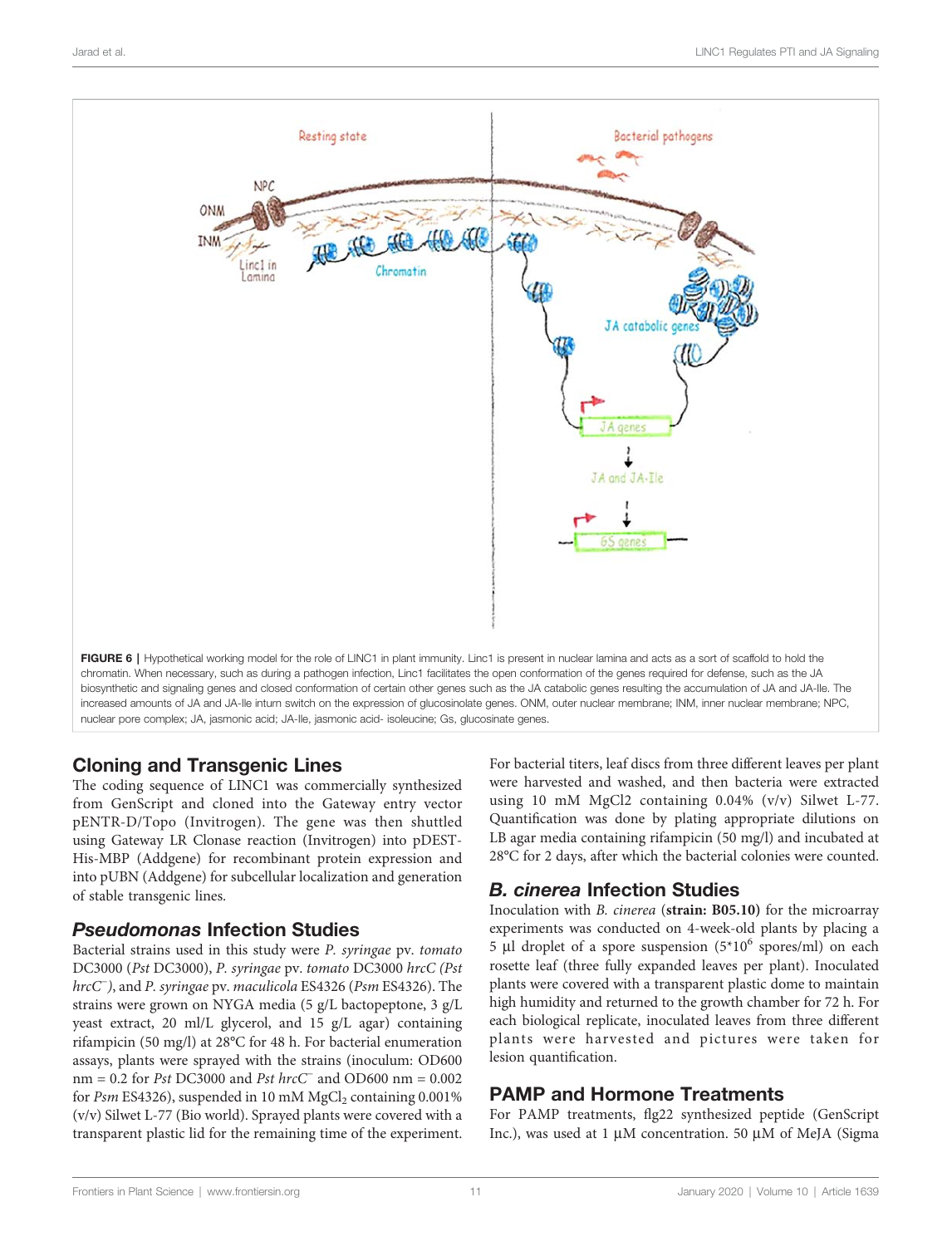FIGURE 6 | Hypothetical working model for the role of LINC1 in plant immunity. Linc1 is present in nuclear lamina and acts as a sort of scaffold to hold the chromatin. When necessary, such as during a pathogen infection, Linc1 facilitates the open conformation of the genes required for defense, such as the JA biosynthetic and signaling genes and closed conformation of certain other genes such as the JA catabolic genes resulting the accumulation of JA and JA-Ile. The increased amounts of JA and JA-Ile inturn switch on the expression of glucosinolate genes. ONM, outer nuclear membrane; INM, inner nuclear membrane; NPC, nuclear pore complex; JA, jasmonic acid; JA-Ile, jasmonic acid- isoleucine; Gs, glucosinate genes.

## Cloning and Transgenic Lines

The coding sequence of LINC1 was commercially synthesized from GenScript and cloned into the Gateway entry vector pENTR-D/Topo (Invitrogen). The gene was then shuttled using Gateway LR Clonase reaction (Invitrogen) into pDEST-His-MBP (Addgene) for recombinant protein expression and into pUBN (Addgene) for subcellular localization and generation of stable transgenic lines.

## *Pseudomonas* Infection Studies

Bacterial strains used in this study were *P. syringae* pv. *tomato* DC3000 (*Pst* DC3000), *P. syringae* pv. *tomato* DC3000 *hrcC* (*Pst hrcC*$^-$), and *P. syringae* pv. *maculicola* ES4326 (*Psm* ES4326). The strains were grown on NYGA media (5 g/L bactopeptone, 3 g/L yeast extract, 20 ml/L glycerol, and 15 g/L agar) containing rifampicin (50 mg/l) at 28°C for 48 h. For bacterial enumeration assays, plants were sprayed with the strains (inoculum: OD600 nm = 0.2 for *Pst* DC3000 and *Pst hrcC*$^-$ and OD600 nm = 0.002 for *Psm* ES4326), suspended in 10 mM $MgCl_2$ containing 0.001% (v/v) Silwet L-77 (Bio world). Sprayed plants were covered with a transparent plastic lid for the remaining time of the experiment. For bacterial titers, leaf discs from three different leaves per plant were harvested and washed, and then bacteria were extracted using 10 mM MgCl2 containing 0.04% (v/v) Silwet L-77. Quantification was done by plating appropriate dilutions on LB agar media containing rifampicin (50 mg/l) and incubated at 28°C for 2 days, after which the bacterial colonies were counted.

## *B. cinerea* Infection Studies

Inoculation with *B. cinerea* (**strain: B05.10**) for the microarray experiments was conducted on 4-week-old plants by placing a 5 µl droplet of a spore suspension ($5{*}10^6$ spores/ml) on each rosette leaf (three fully expanded leaves per plant). Inoculated plants were covered with a transparent plastic dome to maintain high humidity and returned to the growth chamber for 72 h. For each biological replicate, inoculated leaves from three different plants were harvested and pictures were taken for lesion quantification.

## PAMP and Hormone Treatments

For PAMP treatments, flg22 synthesized peptide (GenScript Inc.), was used at 1 µM concentration. 50 µM of MeJA (Sigma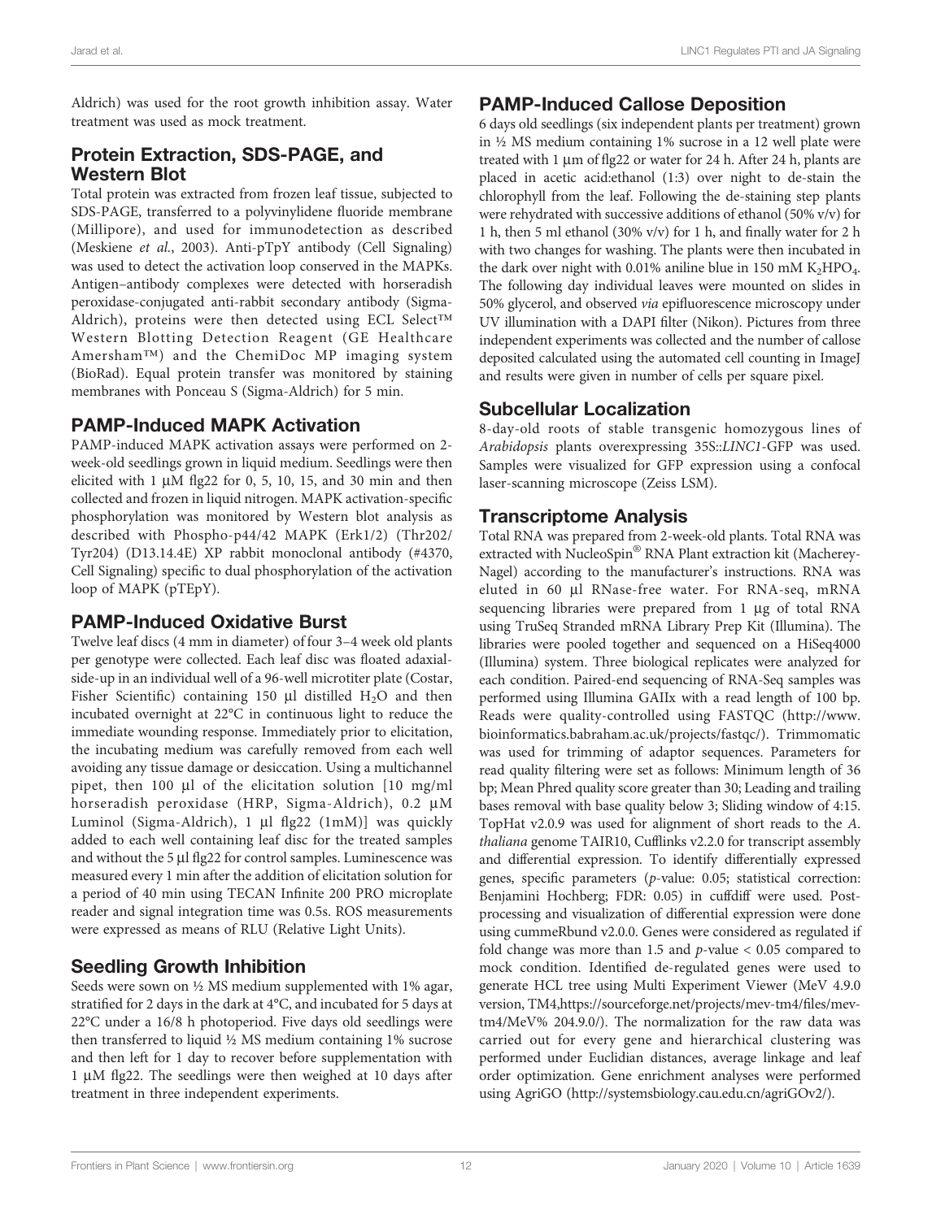Aldrich) was used for the root growth inhibition assay. Water treatment was used as mock treatment.

## Protein Extraction, SDS-PAGE, and Western Blot

Total protein was extracted from frozen leaf tissue, subjected to SDS-PAGE, transferred to a polyvinylidene fluoride membrane (Millipore), and used for immunodetection as described (Meskiene *et al.*, 2003). Anti-pTpY antibody (Cell Signaling) was used to detect the activation loop conserved in the MAPKs. Antigen–antibody complexes were detected with horseradish peroxidase-conjugated anti-rabbit secondary antibody (Sigma-Aldrich), proteins were then detected using ECL Select™ Western Blotting Detection Reagent (GE Healthcare Amersham™) and the ChemiDoc MP imaging system (BioRad). Equal protein transfer was monitored by staining membranes with Ponceau S (Sigma-Aldrich) for 5 min.

## PAMP-Induced MAPK Activation

PAMP-induced MAPK activation assays were performed on 2-week-old seedlings grown in liquid medium. Seedlings were then elicited with 1 µM flg22 for 0, 5, 10, 15, and 30 min and then collected and frozen in liquid nitrogen. MAPK activation-specific phosphorylation was monitored by Western blot analysis as described with Phospho-p44/42 MAPK (Erk1/2) (Thr202/Tyr204) (D13.14.4E) XP rabbit monoclonal antibody (#4370, Cell Signaling) specific to dual phosphorylation of the activation loop of MAPK (pTEpY).

## PAMP-Induced Oxidative Burst

Twelve leaf discs (4 mm in diameter) of four 3–4 week old plants per genotype were collected. Each leaf disc was floated adaxial-side-up in an individual well of a 96-well microtiter plate (Costar, Fisher Scientific) containing 150 µl distilled $H_2O$ and then incubated overnight at 22°C in continuous light to reduce the immediate wounding response. Immediately prior to elicitation, the incubating medium was carefully removed from each well avoiding any tissue damage or desiccation. Using a multichannel pipet, then 100 µl of the elicitation solution [10 mg/ml horseradish peroxidase (HRP, Sigma-Aldrich), 0.2 µM Luminol (Sigma-Aldrich), 1 µl flg22 (1mM)] was quickly added to each well containing leaf disc for the treated samples and without the 5 µl flg22 for control samples. Luminescence was measured every 1 min after the addition of elicitation solution for a period of 40 min using TECAN Infinite 200 PRO microplate reader and signal integration time was 0.5s. ROS measurements were expressed as means of RLU (Relative Light Units).

## Seedling Growth Inhibition

Seeds were sown on ½ MS medium supplemented with 1% agar, stratified for 2 days in the dark at 4°C, and incubated for 5 days at 22°C under a 16/8 h photoperiod. Five days old seedlings were then transferred to liquid ½ MS medium containing 1% sucrose and then left for 1 day to recover before supplementation with 1 µM flg22. The seedlings were then weighed at 10 days after treatment in three independent experiments.

## PAMP-Induced Callose Deposition

6 days old seedlings (six independent plants per treatment) grown in ½ MS medium containing 1% sucrose in a 12 well plate were treated with 1 µm of flg22 or water for 24 h. After 24 h, plants are placed in acetic acid:ethanol (1:3) over night to de-stain the chlorophyll from the leaf. Following the de-staining step plants were rehydrated with successive additions of ethanol (50% v/v) for 1 h, then 5 ml ethanol (30% v/v) for 1 h, and finally water for 2 h with two changes for washing. The plants were then incubated in the dark over night with 0.01% aniline blue in 150 mM $K_2HPO_4$. The following day individual leaves were mounted on slides in 50% glycerol, and observed *via* epifluorescence microscopy under UV illumination with a DAPI filter (Nikon). Pictures from three independent experiments was collected and the number of callose deposited calculated using the automated cell counting in ImageJ and results were given in number of cells per square pixel.

## Subcellular Localization

8-day-old roots of stable transgenic homozygous lines of *Arabidopsis* plants overexpressing 35S::*LINC1*-GFP was used. Samples were visualized for GFP expression using a confocal laser-scanning microscope (Zeiss LSM).

## Transcriptome Analysis

Total RNA was prepared from 2-week-old plants. Total RNA was extracted with NucleoSpin® RNA Plant extraction kit (Macherey-Nagel) according to the manufacturer's instructions. RNA was eluted in 60 µl RNase-free water. For RNA-seq, mRNA sequencing libraries were prepared from 1 µg of total RNA using TruSeq Stranded mRNA Library Prep Kit (Illumina). The libraries were pooled together and sequenced on a HiSeq4000 (Illumina) system. Three biological replicates were analyzed for each condition. Paired-end sequencing of RNA-Seq samples was performed using Illumina GAIIx with a read length of 100 bp. Reads were quality-controlled using FASTQC (http://www.bioinformatics.babraham.ac.uk/projects/fastqc/). Trimmomatic was used for trimming of adaptor sequences. Parameters for read quality filtering were set as follows: Minimum length of 36 bp; Mean Phred quality score greater than 30; Leading and trailing bases removal with base quality below 3; Sliding window of 4:15. TopHat v2.0.9 was used for alignment of short reads to the *A. thaliana* genome TAIR10, Cufflinks v2.2.0 for transcript assembly and differential expression. To identify differentially expressed genes, specific parameters (*p*-value: 0.05; statistical correction: Benjamini Hochberg; FDR: 0.05) in cuffdiff were used. Post-processing and visualization of differential expression were done using cummeRbund v2.0.0. Genes were considered as regulated if fold change was more than 1.5 and *p*-value < 0.05 compared to mock condition. Identified de-regulated genes were used to generate HCL tree using Multi Experiment Viewer (MeV 4.9.0 version, TM4,https://sourceforge.net/projects/mev-tm4/files/mev-tm4/MeV% 204.9.0/). The normalization for the raw data was carried out for every gene and hierarchical clustering was performed under Euclidian distances, average linkage and leaf order optimization. Gene enrichment analyses were performed using AgriGO (http://systemsbiology.cau.edu.cn/agriGOv2/).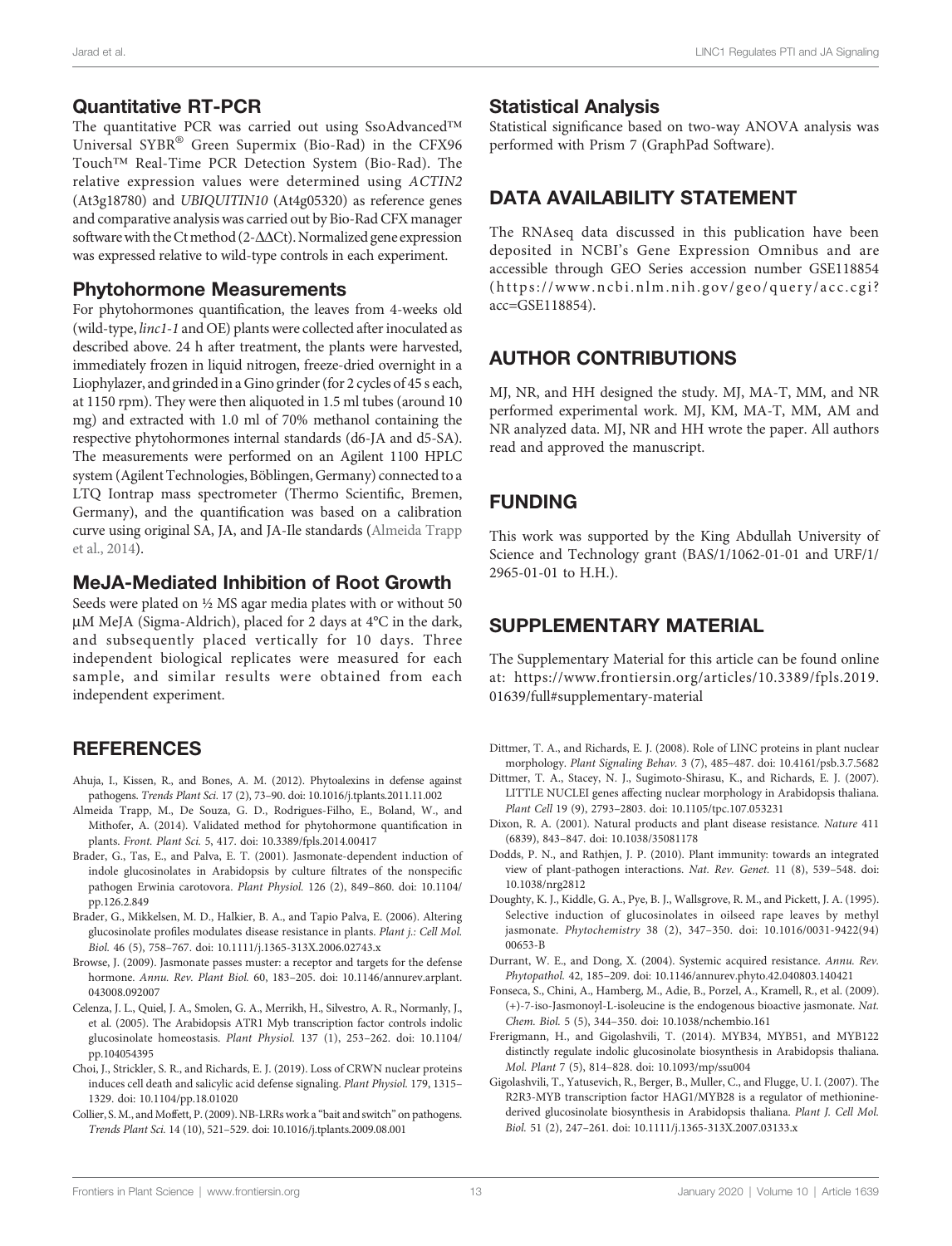## Quantitative RT-PCR

The quantitative PCR was carried out using SsoAdvanced™ Universal SYBR® Green Supermix (Bio-Rad) in the CFX96 Touch™ Real-Time PCR Detection System (Bio-Rad). The relative expression values were determined using *ACTIN2* (At3g18780) and *UBIQUITIN10* (At4g05320) as reference genes and comparative analysis was carried out by Bio-Rad CFX manager software with the Ct method (2-ΔΔCt). Normalized gene expression was expressed relative to wild-type controls in each experiment.

## Phytohormone Measurements

For phytohormones quantification, the leaves from 4-weeks old (wild-type, *linc1-1* and OE) plants were collected after inoculated as described above. 24 h after treatment, the plants were harvested, immediately frozen in liquid nitrogen, freeze-dried overnight in a Liophylazer, and grinded in a Gino grinder (for 2 cycles of 45 s each, at 1150 rpm). They were then aliquoted in 1.5 ml tubes (around 10 mg) and extracted with 1.0 ml of 70% methanol containing the respective phytohormones internal standards (d6-JA and d5-SA). The measurements were performed on an Agilent 1100 HPLC system (Agilent Technologies, Böblingen, Germany) connected to a LTQ Iontrap mass spectrometer (Thermo Scientific, Bremen, Germany), and the quantification was based on a calibration curve using original SA, JA, and JA-Ile standards (Almeida Trapp et al., 2014).

## MeJA-Mediated Inhibition of Root Growth

Seeds were plated on ½ MS agar media plates with or without 50 µM MeJA (Sigma-Aldrich), placed for 2 days at 4°C in the dark, and subsequently placed vertically for 10 days. Three independent biological replicates were measured for each sample, and similar results were obtained from each independent experiment.

## Statistical Analysis

Statistical significance based on two-way ANOVA analysis was performed with Prism 7 (GraphPad Software).

## DATA AVAILABILITY STATEMENT

The RNAseq data discussed in this publication have been deposited in NCBI's Gene Expression Omnibus and are accessible through GEO Series accession number GSE118854 (https://www.ncbi.nlm.nih.gov/geo/query/acc.cgi?acc=GSE118854).

## AUTHOR CONTRIBUTIONS

MJ, NR, and HH designed the study. MJ, MA-T, MM, and NR performed experimental work. MJ, KM, MA-T, MM, AM and NR analyzed data. MJ, NR and HH wrote the paper. All authors read and approved the manuscript.

## FUNDING

This work was supported by the King Abdullah University of Science and Technology grant (BAS/1/1062-01-01 and URF/1/2965-01-01 to H.H.).

## SUPPLEMENTARY MATERIAL

The Supplementary Material for this article can be found online at: https://www.frontiersin.org/articles/10.3389/fpls.2019.01639/full#supplementary-material

## REFERENCES

Ahuja, I., Kissen, R., and Bones, A. M. (2012). Phytoalexins in defense against pathogens. *Trends Plant Sci.* 17 (2), 73–90. doi: 10.1016/j.tplants.2011.11.002

Almeida Trapp, M., De Souza, G. D., Rodrigues-Filho, E., Boland, W., and Mithofer, A. (2014). Validated method for phytohormone quantification in plants. *Front. Plant Sci.* 5, 417. doi: 10.3389/fpls.2014.00417

Brader, G., Tas, E., and Palva, E. T. (2001). Jasmonate-dependent induction of indole glucosinolates in Arabidopsis by culture filtrates of the nonspecific pathogen Erwinia carotovora. *Plant Physiol.* 126 (2), 849–860. doi: 10.1104/pp.126.2.849

Brader, G., Mikkelsen, M. D., Halkier, B. A., and Tapio Palva, E. (2006). Altering glucosinolate profiles modulates disease resistance in plants. *Plant j.: Cell Mol. Biol.* 46 (5), 758–767. doi: 10.1111/j.1365-313X.2006.02743.x

Browse, J. (2009). Jasmonate passes muster: a receptor and targets for the defense hormone. *Annu. Rev. Plant Biol.* 60, 183–205. doi: 10.1146/annurev.arplant.043008.092007

Celenza, J. L., Quiel, J. A., Smolen, G. A., Merrikh, H., Silvestro, A. R., Normanly, J., et al. (2005). The Arabidopsis ATR1 Myb transcription factor controls indolic glucosinolate homeostasis. *Plant Physiol.* 137 (1), 253–262. doi: 10.1104/pp.104054395

Choi, J., Strickler, S. R., and Richards, E. J. (2019). Loss of CRWN nuclear proteins induces cell death and salicylic acid defense signaling. *Plant Physiol.* 179, 1315–1329. doi: 10.1104/pp.18.01020

Collier, S. M., and Moffett, P. (2009). NB-LRRs work a "bait and switch" on pathogens. *Trends Plant Sci.* 14 (10), 521–529. doi: 10.1016/j.tplants.2009.08.001

Dittmer, T. A., and Richards, E. J. (2008). Role of LINC proteins in plant nuclear morphology. *Plant Signaling Behav.* 3 (7), 485–487. doi: 10.4161/psb.3.7.5682

Dittmer, T. A., Stacey, N. J., Sugimoto-Shirasu, K., and Richards, E. J. (2007). LITTLE NUCLEI genes affecting nuclear morphology in Arabidopsis thaliana. *Plant Cell* 19 (9), 2793–2803. doi: 10.1105/tpc.107.053231

Dixon, R. A. (2001). Natural products and plant disease resistance. *Nature* 411 (6839), 843–847. doi: 10.1038/35081178

Dodds, P. N., and Rathjen, J. P. (2010). Plant immunity: towards an integrated view of plant-pathogen interactions. *Nat. Rev. Genet.* 11 (8), 539–548. doi: 10.1038/nrg2812

Doughty, K. J., Kiddle, G. A., Pye, B. J., Wallsgrove, R. M., and Pickett, J. A. (1995). Selective induction of glucosinolates in oilseed rape leaves by methyl jasmonate. *Phytochemistry* 38 (2), 347–350. doi: 10.1016/0031-9422(94)00653-B

Durrant, W. E., and Dong, X. (2004). Systemic acquired resistance. *Annu. Rev. Phytopathol.* 42, 185–209. doi: 10.1146/annurev.phyto.42.040803.140421

Fonseca, S., Chini, A., Hamberg, M., Adie, B., Porzel, A., Kramell, R., et al. (2009). (+)-7-iso-Jasmonoyl-L-isoleucine is the endogenous bioactive jasmonate. *Nat. Chem. Biol.* 5 (5), 344–350. doi: 10.1038/nchembio.161

Frerigmann, H., and Gigolashvili, T. (2014). MYB34, MYB51, and MYB122 distinctly regulate indolic glucosinolate biosynthesis in Arabidopsis thaliana. *Mol. Plant* 7 (5), 814–828. doi: 10.1093/mp/ssu004

Gigolashvili, T., Yatusevich, R., Berger, B., Muller, C., and Flugge, U. I. (2007). The R2R3-MYB transcription factor HAG1/MYB28 is a regulator of methionine-derived glucosinolate biosynthesis in Arabidopsis thaliana. *Plant J. Cell Mol. Biol.* 51 (2), 247–261. doi: 10.1111/j.1365-313X.2007.03133.x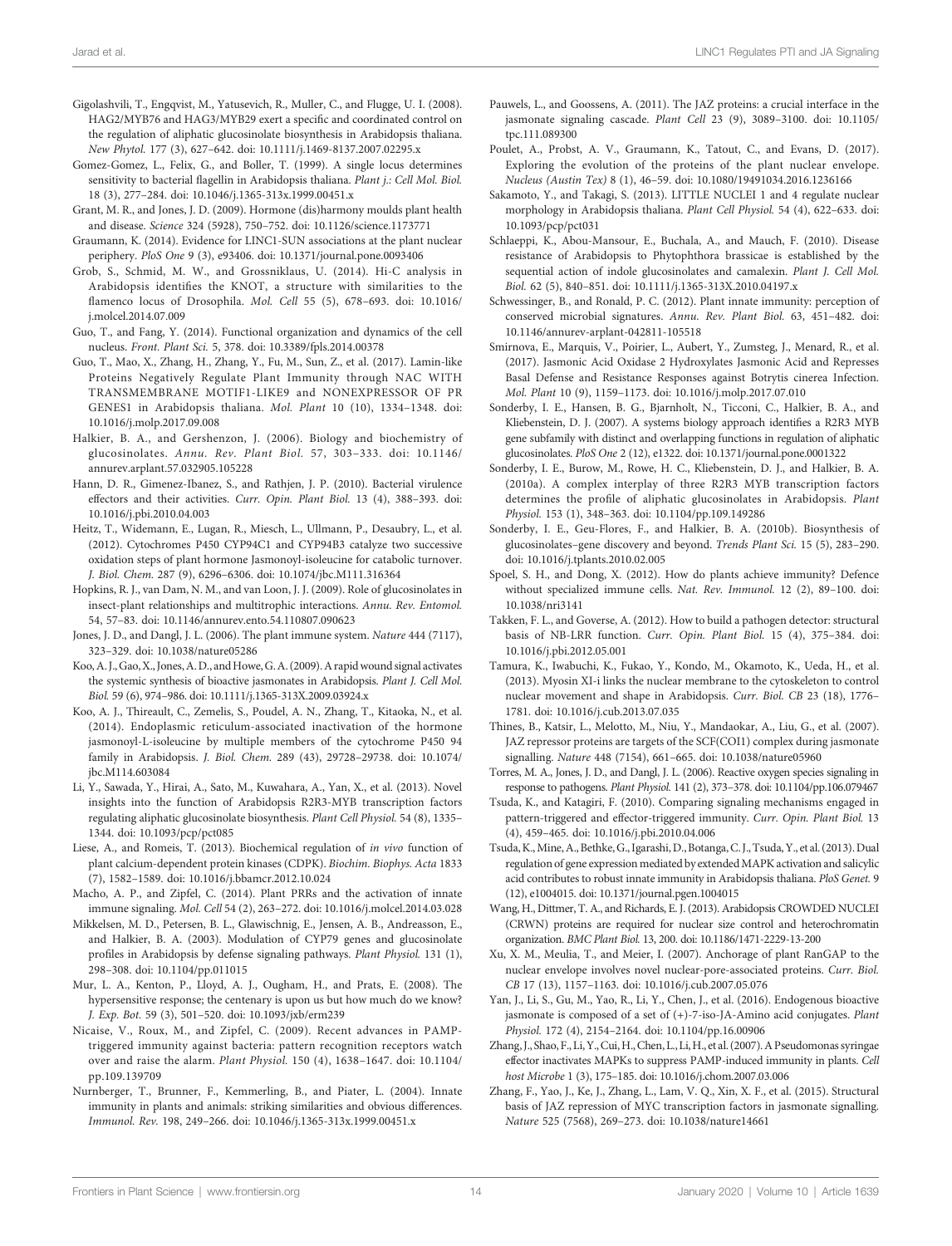Gigolashvili, T., Engqvist, M., Yatusevich, R., Muller, C., and Flugge, U. I. (2008). HAG2/MYB76 and HAG3/MYB29 exert a specific and coordinated control on the regulation of aliphatic glucosinolate biosynthesis in Arabidopsis thaliana. *New Phytol.* 177 (3), 627–642. doi: 10.1111/j.1469-8137.2007.02295.x

Gomez-Gomez, L., Felix, G., and Boller, T. (1999). A single locus determines sensitivity to bacterial flagellin in Arabidopsis thaliana. *Plant j.: Cell Mol. Biol.* 18 (3), 277–284. doi: 10.1046/j.1365-313x.1999.00451.x

Grant, M. R., and Jones, J. D. (2009). Hormone (dis)harmony moulds plant health and disease. *Science* 324 (5928), 750–752. doi: 10.1126/science.1173771

Graumann, K. (2014). Evidence for LINC1-SUN associations at the plant nuclear periphery. *PloS One* 9 (3), e93406. doi: 10.1371/journal.pone.0093406

Grob, S., Schmid, M. W., and Grossniklaus, U. (2014). Hi-C analysis in Arabidopsis identifies the KNOT, a structure with similarities to the flamenco locus of Drosophila. *Mol. Cell* 55 (5), 678–693. doi: 10.1016/j.molcel.2014.07.009

Guo, T., and Fang, Y. (2014). Functional organization and dynamics of the cell nucleus. *Front. Plant Sci.* 5, 378. doi: 10.3389/fpls.2014.00378

Guo, T., Mao, X., Zhang, H., Zhang, Y., Fu, M., Sun, Z., et al. (2017). Lamin-like Proteins Negatively Regulate Plant Immunity through NAC WITH TRANSMEMBRANE MOTIF1-LIKE9 and NONEXPRESSOR OF PR GENES1 in Arabidopsis thaliana. *Mol. Plant* 10 (10), 1334–1348. doi: 10.1016/j.molp.2017.09.008

Halkier, B. A., and Gershenzon, J. (2006). Biology and biochemistry of glucosinolates. *Annu. Rev. Plant Biol.* 57, 303–333. doi: 10.1146/annurev.arplant.57.032905.105228

Hann, D. R., Gimenez-Ibanez, S., and Rathjen, J. P. (2010). Bacterial virulence effectors and their activities. *Curr. Opin. Plant Biol.* 13 (4), 388–393. doi: 10.1016/j.pbi.2010.04.003

Heitz, T., Widemann, E., Lugan, R., Miesch, L., Ullmann, P., Desaubry, L., et al. (2012). Cytochromes P450 CYP94C1 and CYP94B3 catalyze two successive oxidation steps of plant hormone Jasmonoyl-isoleucine for catabolic turnover. *J. Biol. Chem.* 287 (9), 6296–6306. doi: 10.1074/jbc.M111.316364

Hopkins, R. J., van Dam, N. M., and van Loon, J. J. (2009). Role of glucosinolates in insect-plant relationships and multitrophic interactions. *Annu. Rev. Entomol.* 54, 57–83. doi: 10.1146/annurev.ento.54.110807.090623

Jones, J. D., and Dangl, J. L. (2006). The plant immune system. *Nature* 444 (7117), 323–329. doi: 10.1038/nature05286

Koo, A. J., Gao, X., Jones, A. D., and Howe, G. A. (2009). A rapid wound signal activates the systemic synthesis of bioactive jasmonates in Arabidopsis. *Plant J. Cell Mol. Biol.* 59 (6), 974–986. doi: 10.1111/j.1365-313X.2009.03924.x

Koo, A. J., Thireault, C., Zemelis, S., Poudel, A. N., Zhang, T., Kitaoka, N., et al. (2014). Endoplasmic reticulum-associated inactivation of the hormone jasmonoyl-L-isoleucine by multiple members of the cytochrome P450 94 family in Arabidopsis. *J. Biol. Chem.* 289 (43), 29728–29738. doi: 10.1074/jbc.M114.603084

Li, Y., Sawada, Y., Hirai, A., Sato, M., Kuwahara, A., Yan, X., et al. (2013). Novel insights into the function of Arabidopsis R2R3-MYB transcription factors regulating aliphatic glucosinolate biosynthesis. *Plant Cell Physiol.* 54 (8), 1335–1344. doi: 10.1093/pcp/pct085

Liese, A., and Romeis, T. (2013). Biochemical regulation of *in vivo* function of plant calcium-dependent protein kinases (CDPK). *Biochim. Biophys. Acta* 1833 (7), 1582–1589. doi: 10.1016/j.bbamcr.2012.10.024

Macho, A. P., and Zipfel, C. (2014). Plant PRRs and the activation of innate immune signaling. *Mol. Cell* 54 (2), 263–272. doi: 10.1016/j.molcel.2014.03.028

Mikkelsen, M. D., Petersen, B. L., Glawischnig, E., Jensen, A. B., Andreasson, E., and Halkier, B. A. (2003). Modulation of CYP79 genes and glucosinolate profiles in Arabidopsis by defense signaling pathways. *Plant Physiol.* 131 (1), 298–308. doi: 10.1104/pp.011015

Mur, L. A., Kenton, P., Lloyd, A. J., Ougham, H., and Prats, E. (2008). The hypersensitive response; the centenary is upon us but how much do we know? *J. Exp. Bot.* 59 (3), 501–520. doi: 10.1093/jxb/erm239

Nicaise, V., Roux, M., and Zipfel, C. (2009). Recent advances in PAMP-triggered immunity against bacteria: pattern recognition receptors watch over and raise the alarm. *Plant Physiol.* 150 (4), 1638–1647. doi: 10.1104/pp.109.139709

Nurnberger, T., Brunner, F., Kemmerling, B., and Piater, L. (2004). Innate immunity in plants and animals: striking similarities and obvious differences. *Immunol. Rev.* 198, 249–266. doi: 10.1046/j.1365-313x.1999.00451.x

Pauwels, L., and Goossens, A. (2011). The JAZ proteins: a crucial interface in the jasmonate signaling cascade. *Plant Cell* 23 (9), 3089–3100. doi: 10.1105/tpc.111.089300

Poulet, A., Probst, A. V., Graumann, K., Tatout, C., and Evans, D. (2017). Exploring the evolution of the proteins of the plant nuclear envelope. *Nucleus (Austin Tex)* 8 (1), 46–59. doi: 10.1080/19491034.2016.1236166

Sakamoto, Y., and Takagi, S. (2013). LITTLE NUCLEI 1 and 4 regulate nuclear morphology in Arabidopsis thaliana. *Plant Cell Physiol.* 54 (4), 622–633. doi: 10.1093/pcp/pct031

Schlaeppi, K., Abou-Mansour, E., Buchala, A., and Mauch, F. (2010). Disease resistance of Arabidopsis to Phytophthora brassicae is established by the sequential action of indole glucosinolates and camalexin. *Plant J. Cell Mol. Biol.* 62 (5), 840–851. doi: 10.1111/j.1365-313X.2010.04197.x

Schwessinger, B., and Ronald, P. C. (2012). Plant innate immunity: perception of conserved microbial signatures. *Annu. Rev. Plant Biol.* 63, 451–482. doi: 10.1146/annurev-arplant-042811-105518

Smirnova, E., Marquis, V., Poirier, L., Aubert, Y., Zumsteg, J., Menard, R., et al. (2017). Jasmonic Acid Oxidase 2 Hydroxylates Jasmonic Acid and Represses Basal Defense and Resistance Responses against Botrytis cinerea Infection. *Mol. Plant* 10 (9), 1159–1173. doi: 10.1016/j.molp.2017.07.010

Sonderby, I. E., Hansen, B. G., Bjarnholt, N., Ticconi, C., Halkier, B. A., and Kliebenstein, D. J. (2007). A systems biology approach identifies a R2R3 MYB gene subfamily with distinct and overlapping functions in regulation of aliphatic glucosinolates. *PloS One* 2 (12), e1322. doi: 10.1371/journal.pone.0001322

Sonderby, I. E., Burow, M., Rowe, H. C., Kliebenstein, D. J., and Halkier, B. A. (2010a). A complex interplay of three R2R3 MYB transcription factors determines the profile of aliphatic glucosinolates in Arabidopsis. *Plant Physiol.* 153 (1), 348–363. doi: 10.1104/pp.109.149286

Sonderby, I. E., Geu-Flores, F., and Halkier, B. A. (2010b). Biosynthesis of glucosinolates–gene discovery and beyond. *Trends Plant Sci.* 15 (5), 283–290. doi: 10.1016/j.tplants.2010.02.005

Spoel, S. H., and Dong, X. (2012). How do plants achieve immunity? Defence without specialized immune cells. *Nat. Rev. Immunol.* 12 (2), 89–100. doi: 10.1038/nri3141

Takken, F. L., and Goverse, A. (2012). How to build a pathogen detector: structural basis of NB-LRR function. *Curr. Opin. Plant Biol.* 15 (4), 375–384. doi: 10.1016/j.pbi.2012.05.001

Tamura, K., Iwabuchi, K., Fukao, Y., Kondo, M., Okamoto, K., Ueda, H., et al. (2013). Myosin XI-i links the nuclear membrane to the cytoskeleton to control nuclear movement and shape in Arabidopsis. *Curr. Biol. CB* 23 (18), 1776–1781. doi: 10.1016/j.cub.2013.07.035

Thines, B., Katsir, L., Melotto, M., Niu, Y., Mandaokar, A., Liu, G., et al. (2007). JAZ repressor proteins are targets of the SCF(COI1) complex during jasmonate signalling. *Nature* 448 (7154), 661–665. doi: 10.1038/nature05960

Torres, M. A., Jones, J. D., and Dangl, J. L. (2006). Reactive oxygen species signaling in response to pathogens. *Plant Physiol.* 141 (2), 373–378. doi: 10.1104/pp.106.079467

Tsuda, K., and Katagiri, F. (2010). Comparing signaling mechanisms engaged in pattern-triggered and effector-triggered immunity. *Curr. Opin. Plant Biol.* 13 (4), 459–465. doi: 10.1016/j.pbi.2010.04.006

Tsuda, K., Mine, A., Bethke, G., Igarashi, D., Botanga, C. J., Tsuda, Y., et al. (2013). Dual regulation of gene expression mediated by extended MAPK activation and salicylic acid contributes to robust innate immunity in Arabidopsis thaliana. *PloS Genet.* 9 (12), e1004015. doi: 10.1371/journal.pgen.1004015

Wang, H., Dittmer, T. A., and Richards, E. J. (2013). Arabidopsis CROWDED NUCLEI (CRWN) proteins are required for nuclear size control and heterochromatin organization. *BMC Plant Biol.* 13, 200. doi: 10.1186/1471-2229-13-200

Xu, X. M., Meulia, T., and Meier, I. (2007). Anchorage of plant RanGAP to the nuclear envelope involves novel nuclear-pore-associated proteins. *Curr. Biol. CB* 17 (13), 1157–1163. doi: 10.1016/j.cub.2007.05.076

Yan, J., Li, S., Gu, M., Yao, R., Li, Y., Chen, J., et al. (2016). Endogenous bioactive jasmonate is composed of a set of (+)-7-iso-JA-Amino acid conjugates. *Plant Physiol.* 172 (4), 2154–2164. doi: 10.1104/pp.16.00906

Zhang, J., Shao, F., Li, Y., Cui, H., Chen, L., Li, H., et al. (2007). A Pseudomonas syringae effector inactivates MAPKs to suppress PAMP-induced immunity in plants. *Cell host Microbe* 1 (3), 175–185. doi: 10.1016/j.chom.2007.03.006

Zhang, F., Yao, J., Ke, J., Zhang, L., Lam, V. Q., Xin, X. F., et al. (2015). Structural basis of JAZ repression of MYC transcription factors in jasmonate signalling. *Nature* 525 (7568), 269–273. doi: 10.1038/nature14661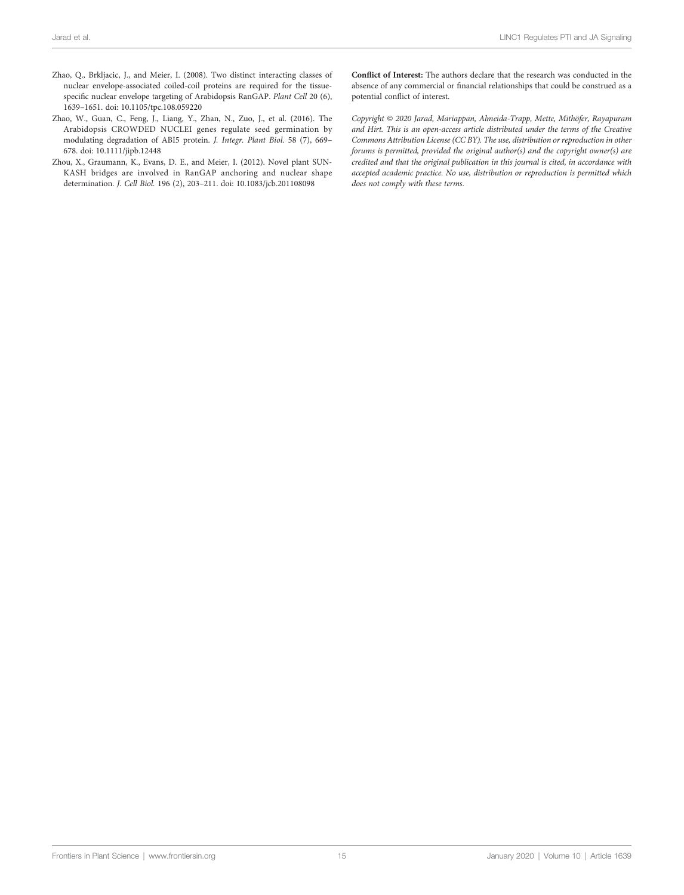Zhao, Q., Brkljacic, J., and Meier, I. (2008). Two distinct interacting classes of nuclear envelope-associated coiled-coil proteins are required for the tissue-specific nuclear envelope targeting of Arabidopsis RanGAP. *Plant Cell* 20 (6), 1639–1651. doi: 10.1105/tpc.108.059220

Zhao, W., Guan, C., Feng, J., Liang, Y., Zhan, N., Zuo, J., et al. (2016). The Arabidopsis CROWDED NUCLEI genes regulate seed germination by modulating degradation of ABI5 protein. *J. Integr. Plant Biol.* 58 (7), 669–678. doi: 10.1111/jipb.12448

Zhou, X., Graumann, K., Evans, D. E., and Meier, I. (2012). Novel plant SUN-KASH bridges are involved in RanGAP anchoring and nuclear shape determination. *J. Cell Biol.* 196 (2), 203–211. doi: 10.1083/jcb.201108098

**Conflict of Interest:** The authors declare that the research was conducted in the absence of any commercial or financial relationships that could be construed as a potential conflict of interest.

*Copyright © 2020 Jarad, Mariappan, Almeida-Trapp, Mette, Mithöfer, Rayapuram and Hirt. This is an open-access article distributed under the terms of the Creative Commons Attribution License (CC BY). The use, distribution or reproduction in other forums is permitted, provided the original author(s) and the copyright owner(s) are credited and that the original publication in this journal is cited, in accordance with accepted academic practice. No use, distribution or reproduction is permitted which does not comply with these terms.*